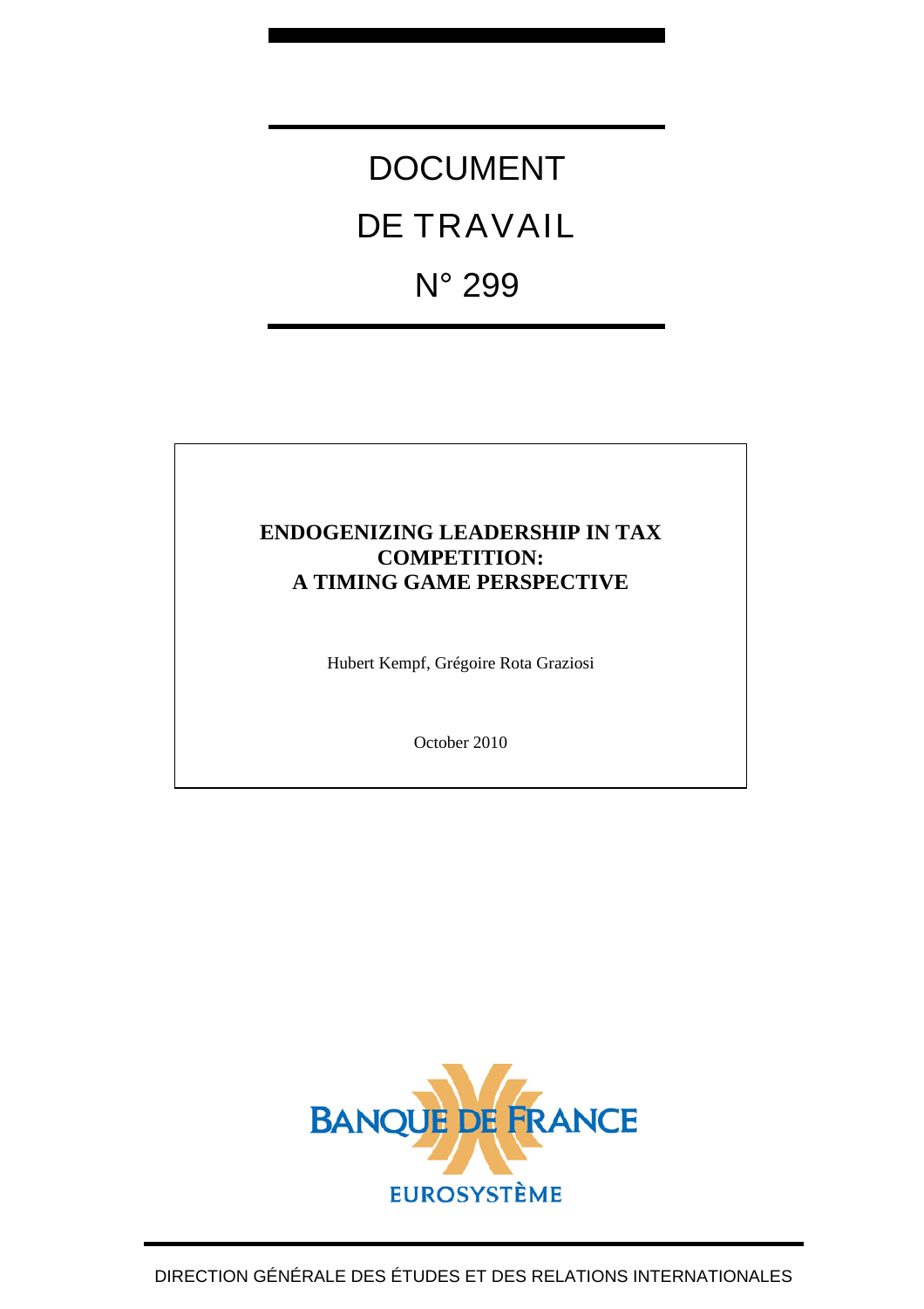# DOCUMENT DE TRAVAIL

# N° 299

**ENDOGENIZING LEADERSHIP IN TAX COMPETITION: A TIMING GAME PERSPECTIVE**

Hubert Kempf, Grégoire Rota Graziosi

October 2010

BANQUE DE FRANCE

EUROSYSTÈME

DIRECTION GÉNÉRALE DES ÉTUDES ET DES RELATIONS INTERNATIONALES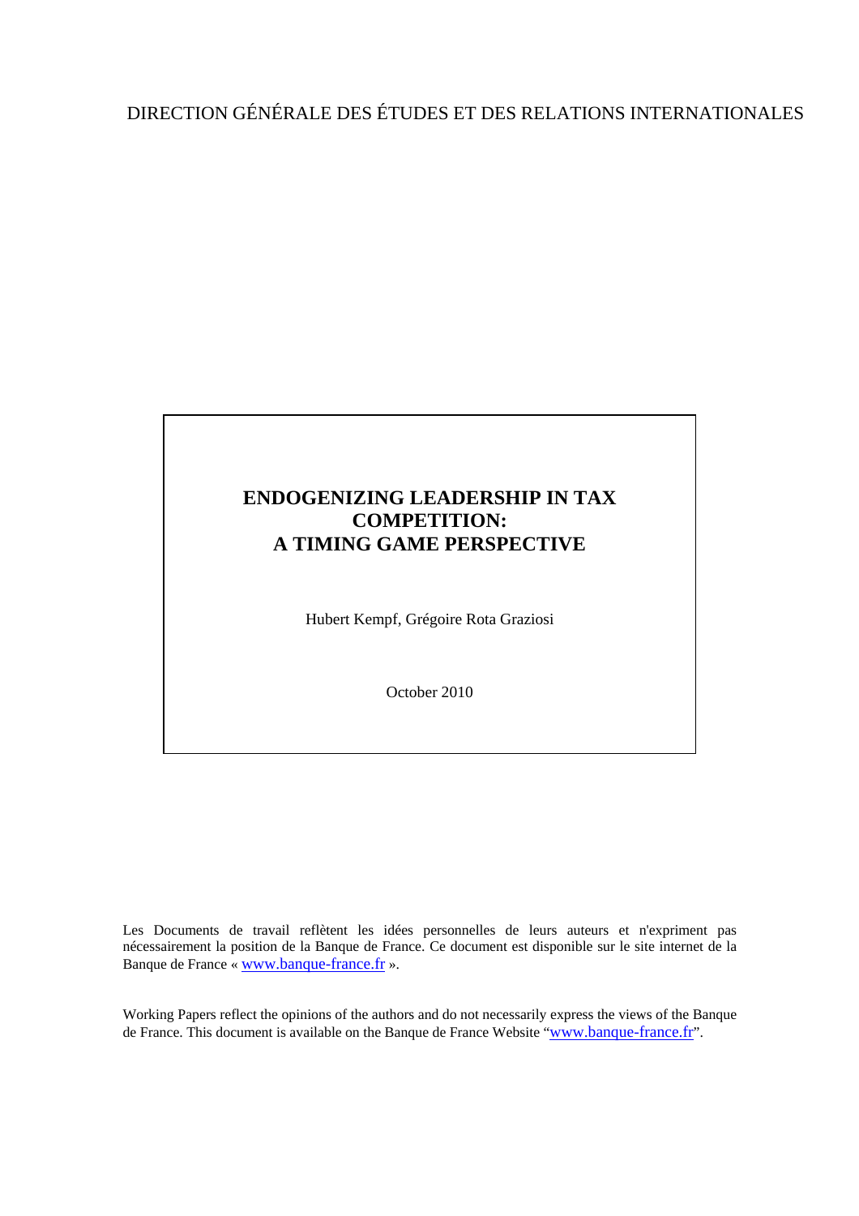DIRECTION GÉNÉRALE DES ÉTUDES ET DES RELATIONS INTERNATIONALES

# ENDOGENIZING LEADERSHIP IN TAX COMPETITION: A TIMING GAME PERSPECTIVE

Hubert Kempf, Grégoire Rota Graziosi

October 2010

Les Documents de travail reflètent les idées personnelles de leurs auteurs et n'expriment pas nécessairement la position de la Banque de France. Ce document est disponible sur le site internet de la Banque de France « www.banque-france.fr ».

Working Papers reflect the opinions of the authors and do not necessarily express the views of the Banque de France. This document is available on the Banque de France Website "www.banque-france.fr".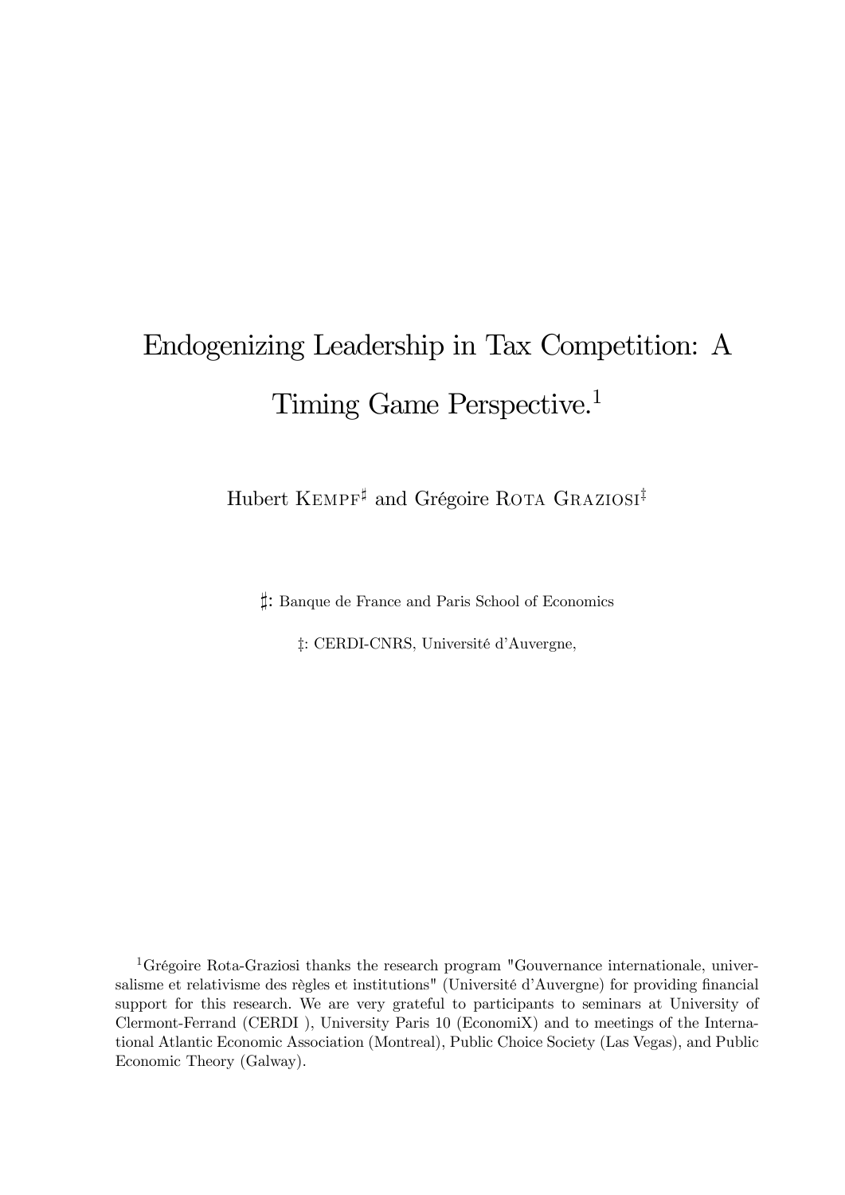# Endogenizing Leadership in Tax Competition: A Timing Game Perspective.[1]

Hubert Kempf[♯] and Grégoire Rota Graziosi[‡]

♯: Banque de France and Paris School of Economics

‡: CERDI-CNRS, Université d'Auvergne,

[1]Grégoire Rota-Graziosi thanks the research program "Gouvernance internationale, universalisme et relativisme des règles et institutions" (Université d'Auvergne) for providing financial support for this research. We are very grateful to participants to seminars at University of Clermont-Ferrand (CERDI ), University Paris 10 (EconomiX) and to meetings of the International Atlantic Economic Association (Montreal), Public Choice Society (Las Vegas), and Public Economic Theory (Galway).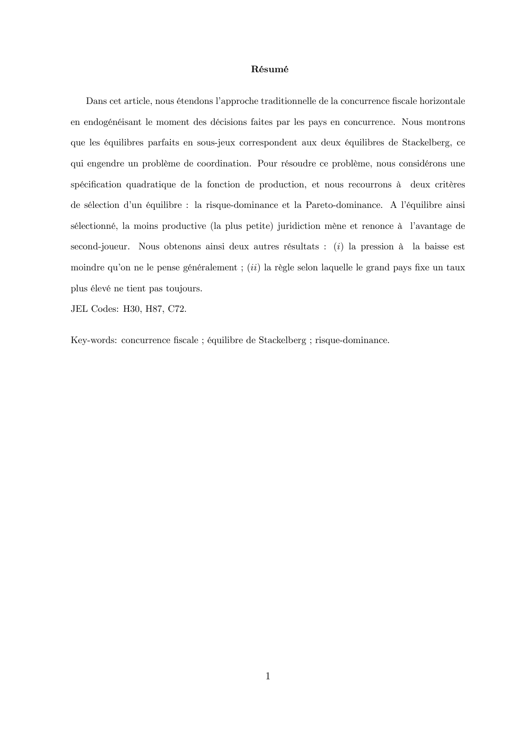**Résumé**

Dans cet article, nous étendons l'approche traditionnelle de la concurrence fiscale horizontale en endogénéisant le moment des décisions faites par les pays en concurrence. Nous montrons que les équilibres parfaits en sous-jeux correspondent aux deux équilibres de Stackelberg, ce qui engendre un problème de coordination. Pour résoudre ce problème, nous considérons une spécification quadratique de la fonction de production, et nous recourrons à deux critères de sélection d'un équilibre : la risque-dominance et la Pareto-dominance. A l'équilibre ainsi sélectionné, la moins productive (la plus petite) juridiction mène et renonce à l'avantage de second-joueur. Nous obtenons ainsi deux autres résultats : (*i*) la pression à la baisse est moindre qu'on ne le pense généralement ; (*ii*) la règle selon laquelle le grand pays fixe un taux plus élevé ne tient pas toujours.

JEL Codes: H30, H87, C72.

Key-words: concurrence fiscale ; équilibre de Stackelberg ; risque-dominance.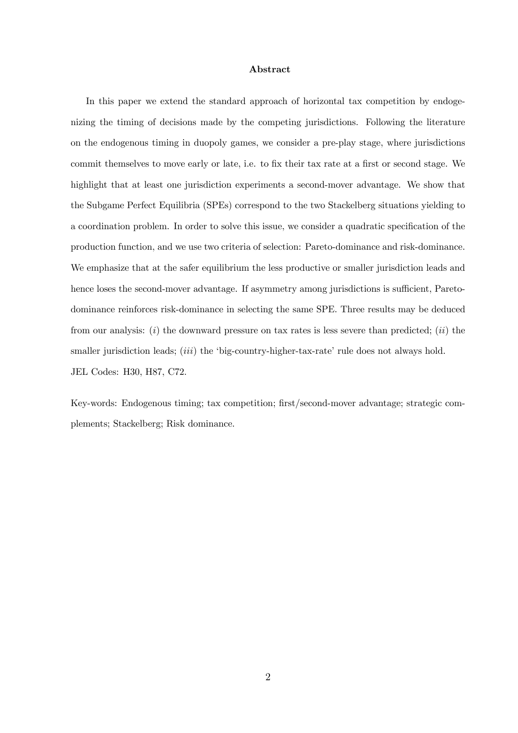**Abstract**

In this paper we extend the standard approach of horizontal tax competition by endogenizing the timing of decisions made by the competing jurisdictions. Following the literature on the endogenous timing in duopoly games, we consider a pre-play stage, where jurisdictions commit themselves to move early or late, i.e. to fix their tax rate at a first or second stage. We highlight that at least one jurisdiction experiments a second-mover advantage. We show that the Subgame Perfect Equilibria (SPEs) correspond to the two Stackelberg situations yielding to a coordination problem. In order to solve this issue, we consider a quadratic specification of the production function, and we use two criteria of selection: Pareto-dominance and risk-dominance. We emphasize that at the safer equilibrium the less productive or smaller jurisdiction leads and hence loses the second-mover advantage. If asymmetry among jurisdictions is sufficient, Pareto-dominance reinforces risk-dominance in selecting the same SPE. Three results may be deduced from our analysis: (*i*) the downward pressure on tax rates is less severe than predicted; (*ii*) the smaller jurisdiction leads; (*iii*) the 'big-country-higher-tax-rate' rule does not always hold.
JEL Codes: H30, H87, C72.

Key-words: Endogenous timing; tax competition; first/second-mover advantage; strategic complements; Stackelberg; Risk dominance.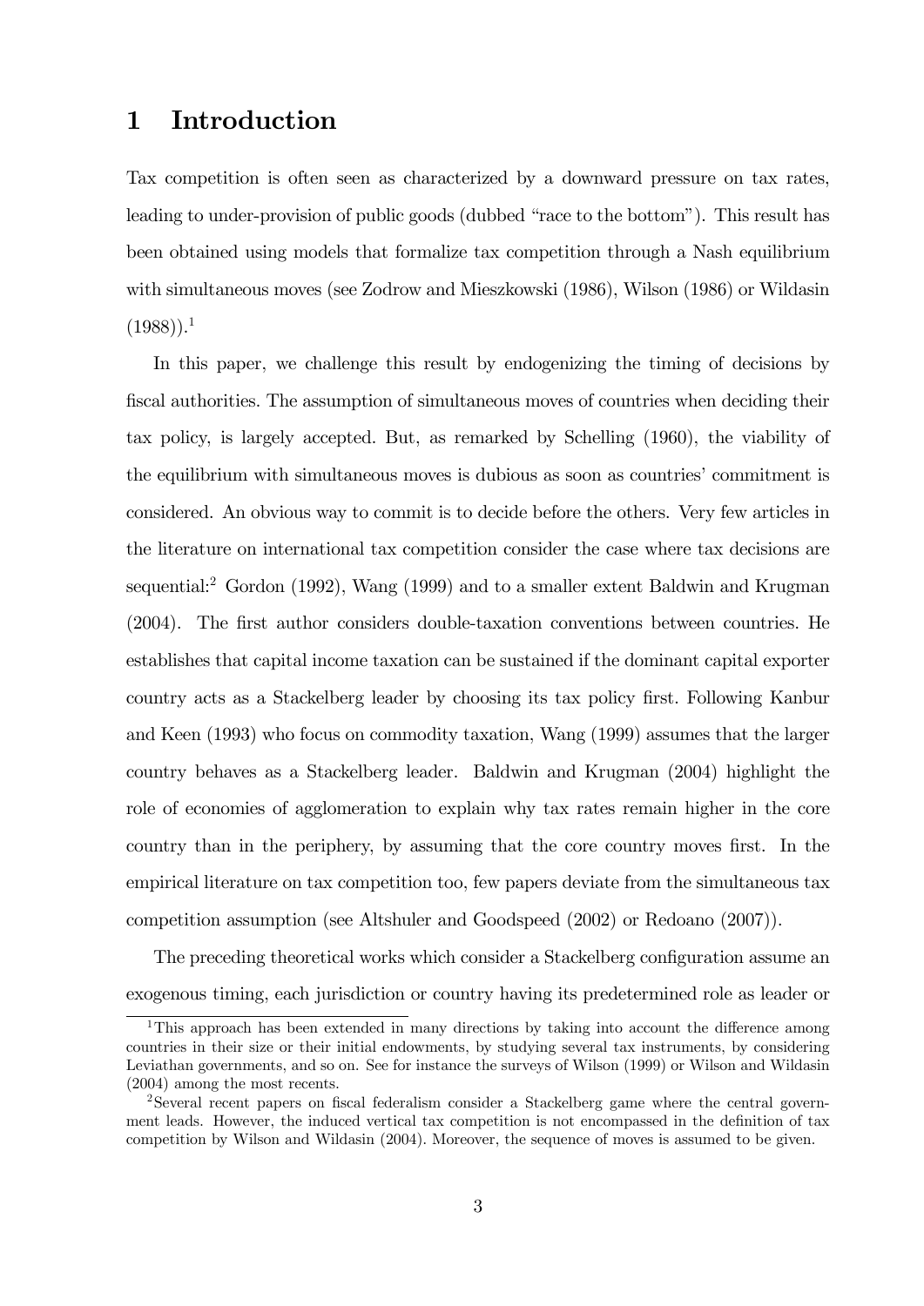# 1 Introduction

Tax competition is often seen as characterized by a downward pressure on tax rates, leading to under-provision of public goods (dubbed "race to the bottom"). This result has been obtained using models that formalize tax competition through a Nash equilibrium with simultaneous moves (see Zodrow and Mieszkowski (1986), Wilson (1986) or Wildasin (1988)).[1]

In this paper, we challenge this result by endogenizing the timing of decisions by fiscal authorities. The assumption of simultaneous moves of countries when deciding their tax policy, is largely accepted. But, as remarked by Schelling (1960), the viability of the equilibrium with simultaneous moves is dubious as soon as countries' commitment is considered. An obvious way to commit is to decide before the others. Very few articles in the literature on international tax competition consider the case where tax decisions are sequential:[2] Gordon (1992), Wang (1999) and to a smaller extent Baldwin and Krugman (2004). The first author considers double-taxation conventions between countries. He establishes that capital income taxation can be sustained if the dominant capital exporter country acts as a Stackelberg leader by choosing its tax policy first. Following Kanbur and Keen (1993) who focus on commodity taxation, Wang (1999) assumes that the larger country behaves as a Stackelberg leader. Baldwin and Krugman (2004) highlight the role of economies of agglomeration to explain why tax rates remain higher in the core country than in the periphery, by assuming that the core country moves first. In the empirical literature on tax competition too, few papers deviate from the simultaneous tax competition assumption (see Altshuler and Goodspeed (2002) or Redoano (2007)).

The preceding theoretical works which consider a Stackelberg configuration assume an exogenous timing, each jurisdiction or country having its predetermined role as leader or

[1] This approach has been extended in many directions by taking into account the difference among countries in their size or their initial endowments, by studying several tax instruments, by considering Leviathan governments, and so on. See for instance the surveys of Wilson (1999) or Wilson and Wildasin (2004) among the most recents.

[2] Several recent papers on fiscal federalism consider a Stackelberg game where the central government leads. However, the induced vertical tax competition is not encompassed in the definition of tax competition by Wilson and Wildasin (2004). Moreover, the sequence of moves is assumed to be given.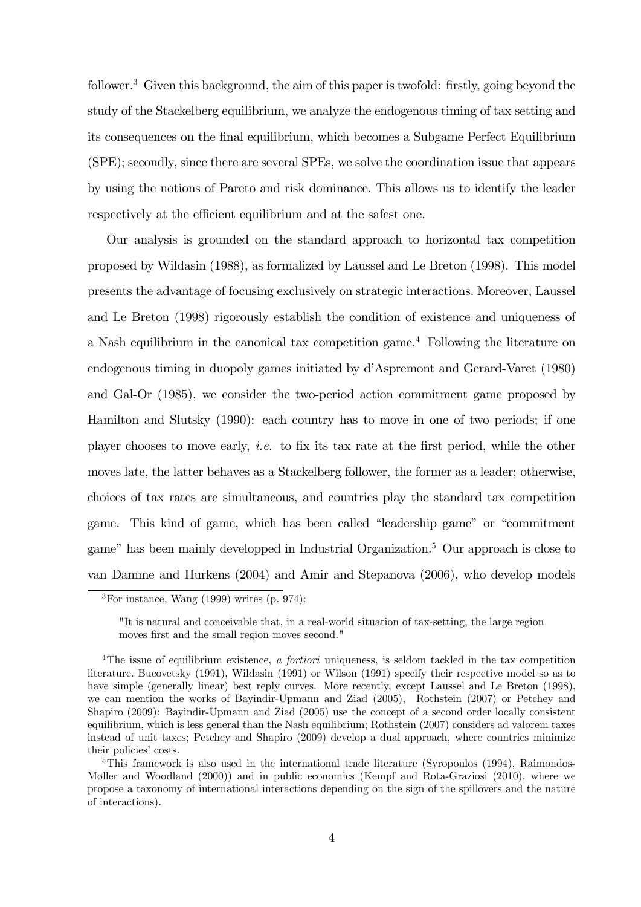follower.[3] Given this background, the aim of this paper is twofold: firstly, going beyond the study of the Stackelberg equilibrium, we analyze the endogenous timing of tax setting and its consequences on the final equilibrium, which becomes a Subgame Perfect Equilibrium (SPE); secondly, since there are several SPEs, we solve the coordination issue that appears by using the notions of Pareto and risk dominance. This allows us to identify the leader respectively at the efficient equilibrium and at the safest one.

Our analysis is grounded on the standard approach to horizontal tax competition proposed by Wildasin (1988), as formalized by Laussel and Le Breton (1998). This model presents the advantage of focusing exclusively on strategic interactions. Moreover, Laussel and Le Breton (1998) rigorously establish the condition of existence and uniqueness of a Nash equilibrium in the canonical tax competition game.[4] Following the literature on endogenous timing in duopoly games initiated by d'Aspremont and Gerard-Varet (1980) and Gal-Or (1985), we consider the two-period action commitment game proposed by Hamilton and Slutsky (1990): each country has to move in one of two periods; if one player chooses to move early, *i.e.* to fix its tax rate at the first period, while the other moves late, the latter behaves as a Stackelberg follower, the former as a leader; otherwise, choices of tax rates are simultaneous, and countries play the standard tax competition game. This kind of game, which has been called "leadership game" or "commitment game" has been mainly developped in Industrial Organization.[5] Our approach is close to van Damme and Hurkens (2004) and Amir and Stepanova (2006), who develop models

[3] For instance, Wang (1999) writes (p. 974):

> "It is natural and conceivable that, in a real-world situation of tax-setting, the large region moves first and the small region moves second."

[4] The issue of equilibrium existence, *a fortiori* uniqueness, is seldom tackled in the tax competition literature. Bucovetsky (1991), Wildasin (1991) or Wilson (1991) specify their respective model so as to have simple (generally linear) best reply curves. More recently, except Laussel and Le Breton (1998), we can mention the works of Bayindir-Upmann and Ziad (2005), Rothstein (2007) or Petchey and Shapiro (2009): Bayindir-Upmann and Ziad (2005) use the concept of a second order locally consistent equilibrium, which is less general than the Nash equilibrium; Rothstein (2007) considers ad valorem taxes instead of unit taxes; Petchey and Shapiro (2009) develop a dual approach, where countries minimize their policies' costs.

[5] This framework is also used in the international trade literature (Syropoulos (1994), Raimondos-Møller and Woodland (2000)) and in public economics (Kempf and Rota-Graziosi (2010), where we propose a taxonomy of international interactions depending on the sign of the spillovers and the nature of interactions).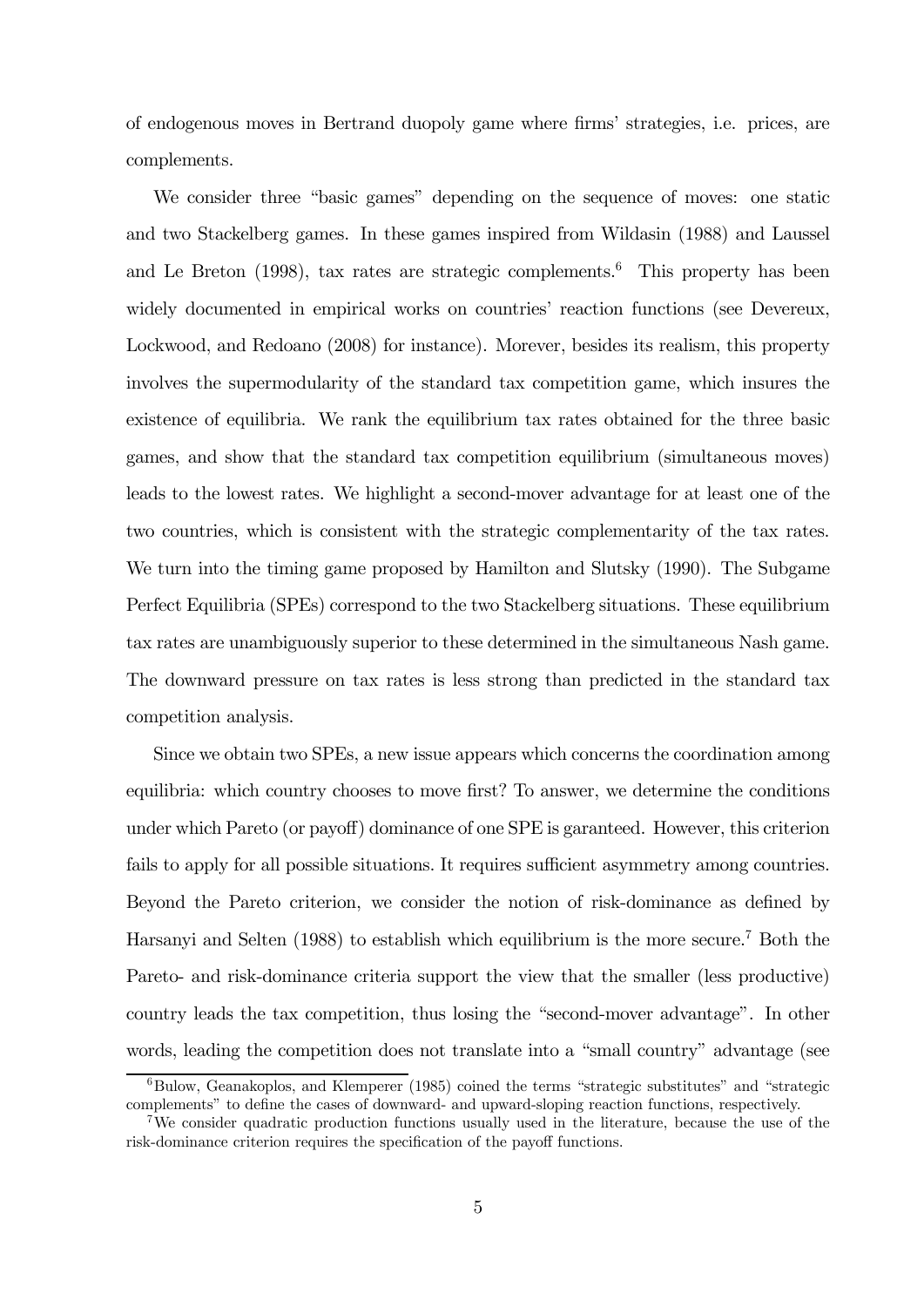of endogenous moves in Bertrand duopoly game where firms' strategies, i.e. prices, are complements.

We consider three "basic games" depending on the sequence of moves: one static and two Stackelberg games. In these games inspired from Wildasin (1988) and Laussel and Le Breton (1998), tax rates are strategic complements.[6] This property has been widely documented in empirical works on countries' reaction functions (see Devereux, Lockwood, and Redoano (2008) for instance). Morever, besides its realism, this property involves the supermodularity of the standard tax competition game, which insures the existence of equilibria. We rank the equilibrium tax rates obtained for the three basic games, and show that the standard tax competition equilibrium (simultaneous moves) leads to the lowest rates. We highlight a second-mover advantage for at least one of the two countries, which is consistent with the strategic complementarity of the tax rates. We turn into the timing game proposed by Hamilton and Slutsky (1990). The Subgame Perfect Equilibria (SPEs) correspond to the two Stackelberg situations. These equilibrium tax rates are unambiguously superior to these determined in the simultaneous Nash game. The downward pressure on tax rates is less strong than predicted in the standard tax competition analysis.

Since we obtain two SPEs, a new issue appears which concerns the coordination among equilibria: which country chooses to move first? To answer, we determine the conditions under which Pareto (or payoff) dominance of one SPE is garanteed. However, this criterion fails to apply for all possible situations. It requires sufficient asymmetry among countries. Beyond the Pareto criterion, we consider the notion of risk-dominance as defined by Harsanyi and Selten (1988) to establish which equilibrium is the more secure.[7] Both the Pareto- and risk-dominance criteria support the view that the smaller (less productive) country leads the tax competition, thus losing the "second-mover advantage". In other words, leading the competition does not translate into a "small country" advantage (see

[6] Bulow, Geanakoplos, and Klemperer (1985) coined the terms "strategic substitutes" and "strategic complements" to define the cases of downward- and upward-sloping reaction functions, respectively.

[7] We consider quadratic production functions usually used in the literature, because the use of the risk-dominance criterion requires the specification of the payoff functions.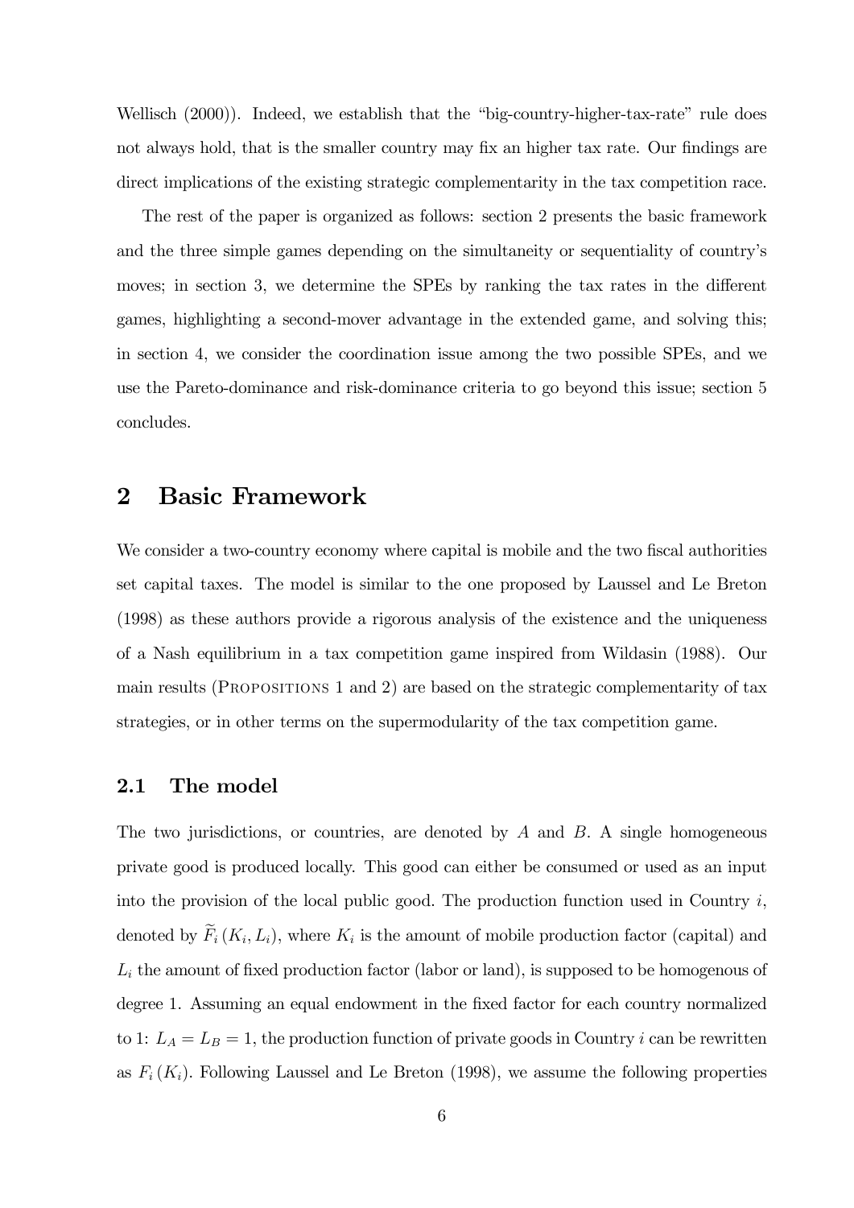Wellisch (2000)). Indeed, we establish that the "big-country-higher-tax-rate" rule does not always hold, that is the smaller country may fix an higher tax rate. Our findings are direct implications of the existing strategic complementarity in the tax competition race.

The rest of the paper is organized as follows: section 2 presents the basic framework and the three simple games depending on the simultaneity or sequentiality of country's moves; in section 3, we determine the SPEs by ranking the tax rates in the different games, highlighting a second-mover advantage in the extended game, and solving this; in section 4, we consider the coordination issue among the two possible SPEs, and we use the Pareto-dominance and risk-dominance criteria to go beyond this issue; section 5 concludes.

## 2 Basic Framework

We consider a two-country economy where capital is mobile and the two fiscal authorities set capital taxes. The model is similar to the one proposed by Laussel and Le Breton (1998) as these authors provide a rigorous analysis of the existence and the uniqueness of a Nash equilibrium in a tax competition game inspired from Wildasin (1988). Our main results (Propositions 1 and 2) are based on the strategic complementarity of tax strategies, or in other terms on the supermodularity of the tax competition game.

### 2.1 The model

The two jurisdictions, or countries, are denoted by $A$ and $B$. A single homogeneous private good is produced locally. This good can either be consumed or used as an input into the provision of the local public good. The production function used in Country $i$, denoted by $\widetilde{F}_i(K_i, L_i)$, where $K_i$ is the amount of mobile production factor (capital) and $L_i$ the amount of fixed production factor (labor or land), is supposed to be homogenous of degree 1. Assuming an equal endowment in the fixed factor for each country normalized to 1: $L_A = L_B = 1$, the production function of private goods in Country $i$ can be rewritten as $F_i(K_i)$. Following Laussel and Le Breton (1998), we assume the following properties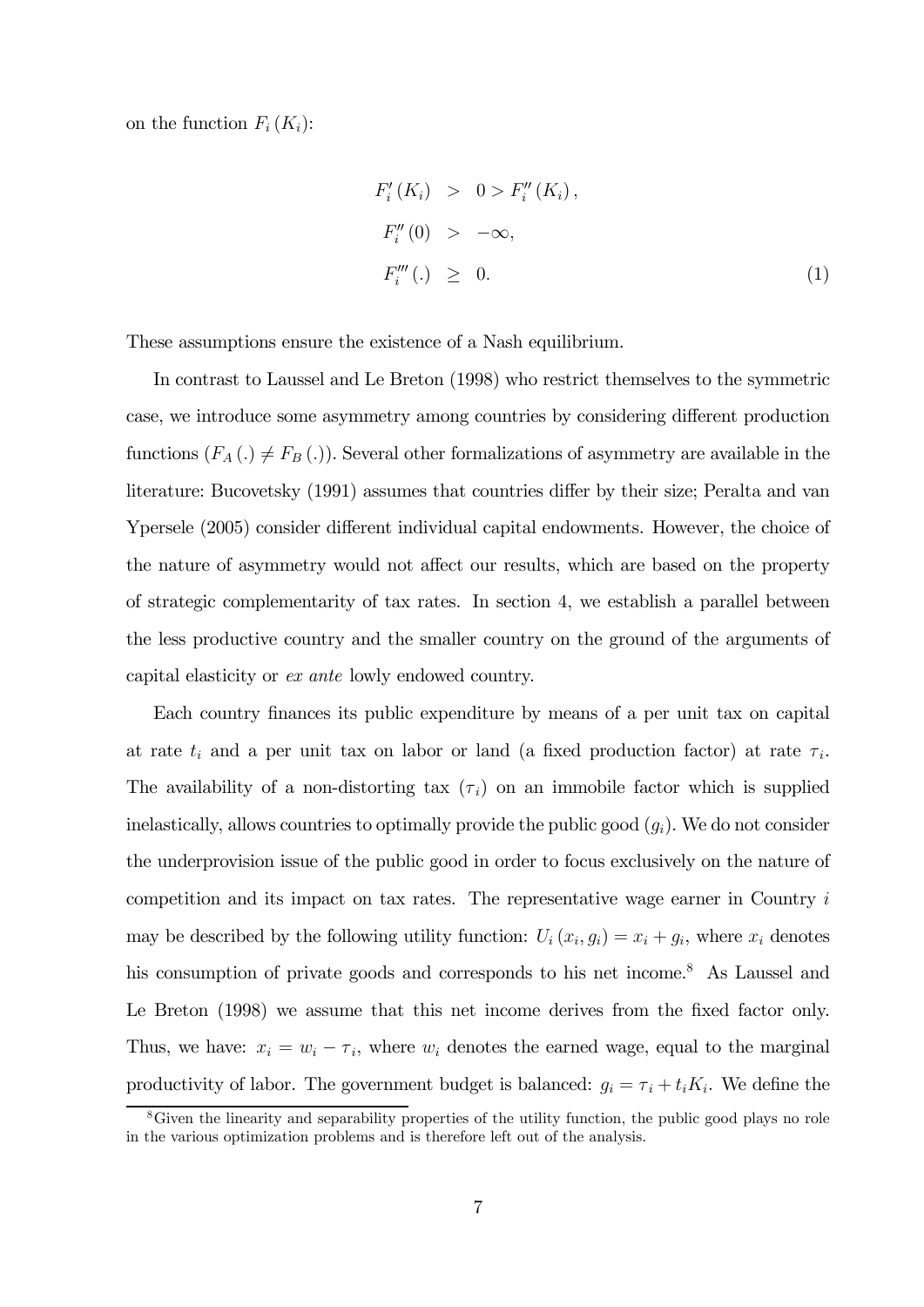on the function $F_i(K_i)$:

$$
\begin{aligned}
F_i'(K_i) &> 0 > F_i''(K_i), \\
F_i''(0) &> -\infty, \\
F_i'''(.) &\geq 0. 
\end{aligned}
\tag{1}
$$

These assumptions ensure the existence of a Nash equilibrium.

In contrast to Laussel and Le Breton (1998) who restrict themselves to the symmetric case, we introduce some asymmetry among countries by considering different production functions ($F_A(.) \neq F_B(.)$). Several other formalizations of asymmetry are available in the literature: Bucovetsky (1991) assumes that countries differ by their size; Peralta and van Ypersele (2005) consider different individual capital endowments. However, the choice of the nature of asymmetry would not affect our results, which are based on the property of strategic complementarity of tax rates. In section 4, we establish a parallel between the less productive country and the smaller country on the ground of the arguments of capital elasticity or *ex ante* lowly endowed country.

Each country finances its public expenditure by means of a per unit tax on capital at rate $t_i$ and a per unit tax on labor or land (a fixed production factor) at rate $\tau_i$. The availability of a non-distorting tax ($\tau_i$) on an immobile factor which is supplied inelastically, allows countries to optimally provide the public good ($g_i$). We do not consider the underprovision issue of the public good in order to focus exclusively on the nature of competition and its impact on tax rates. The representative wage earner in Country $i$ may be described by the following utility function: $U_i(x_i, g_i) = x_i + g_i$, where $x_i$ denotes his consumption of private goods and corresponds to his net income.[8] As Laussel and Le Breton (1998) we assume that this net income derives from the fixed factor only. Thus, we have: $x_i = w_i - \tau_i$, where $w_i$ denotes the earned wage, equal to the marginal productivity of labor. The government budget is balanced: $g_i = \tau_i + t_i K_i$. We define the

[8] Given the linearity and separability properties of the utility function, the public good plays no role in the various optimization problems and is therefore left out of the analysis.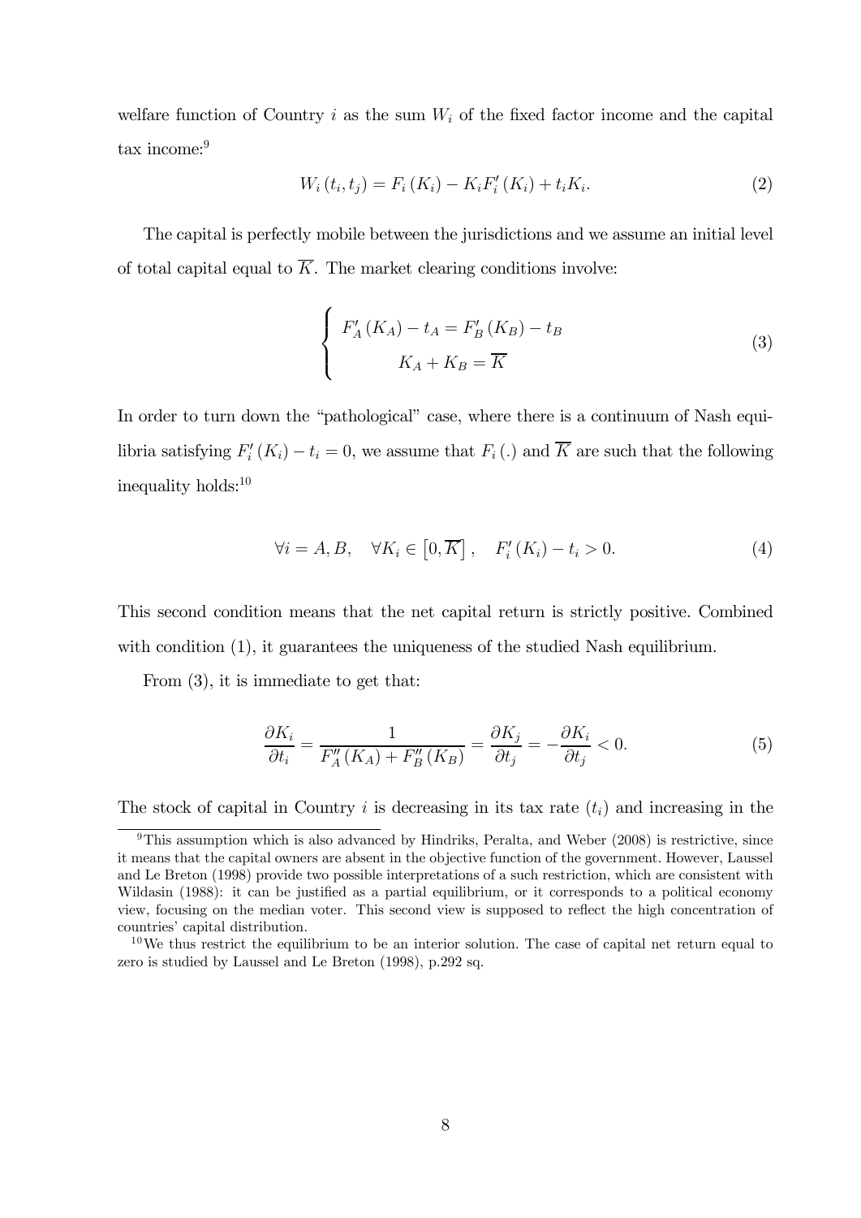welfare function of Country $i$ as the sum $W_i$ of the fixed factor income and the capital tax income:[9]

$$W_i(t_i, t_j) = F_i(K_i) - K_i F_i'(K_i) + t_i K_i. \tag{2}$$

The capital is perfectly mobile between the jurisdictions and we assume an initial level of total capital equal to $\overline{K}$. The market clearing conditions involve:

$$\begin{cases} F_A'(K_A) - t_A = F_B'(K_B) - t_B \\ K_A + K_B = \overline{K} \end{cases} \tag{3}$$

In order to turn down the "pathological" case, where there is a continuum of Nash equilibria satisfying $F_i'(K_i) - t_i = 0$, we assume that $F_i(.)$ and $\overline{K}$ are such that the following inequality holds:[10]

$$\forall i = A, B, \quad \forall K_i \in \left[0, \overline{K}\right], \quad F_i'(K_i) - t_i > 0. \tag{4}$$

This second condition means that the net capital return is strictly positive. Combined with condition (1), it guarantees the uniqueness of the studied Nash equilibrium.

From (3), it is immediate to get that:

$$\frac{\partial K_i}{\partial t_i} = \frac{1}{F_A''(K_A) + F_B''(K_B)} = \frac{\partial K_j}{\partial t_j} = -\frac{\partial K_i}{\partial t_j} < 0. \tag{5}$$

The stock of capital in Country $i$ is decreasing in its tax rate $(t_i)$ and increasing in the

---

[9] This assumption which is also advanced by Hindriks, Peralta, and Weber (2008) is restrictive, since it means that the capital owners are absent in the objective function of the government. However, Laussel and Le Breton (1998) provide two possible interpretations of a such restriction, which are consistent with Wildasin (1988): it can be justified as a partial equilibrium, or it corresponds to a political economy view, focusing on the median voter. This second view is supposed to reflect the high concentration of countries' capital distribution.

[10] We thus restrict the equilibrium to be an interior solution. The case of capital net return equal to zero is studied by Laussel and Le Breton (1998), p.292 sq.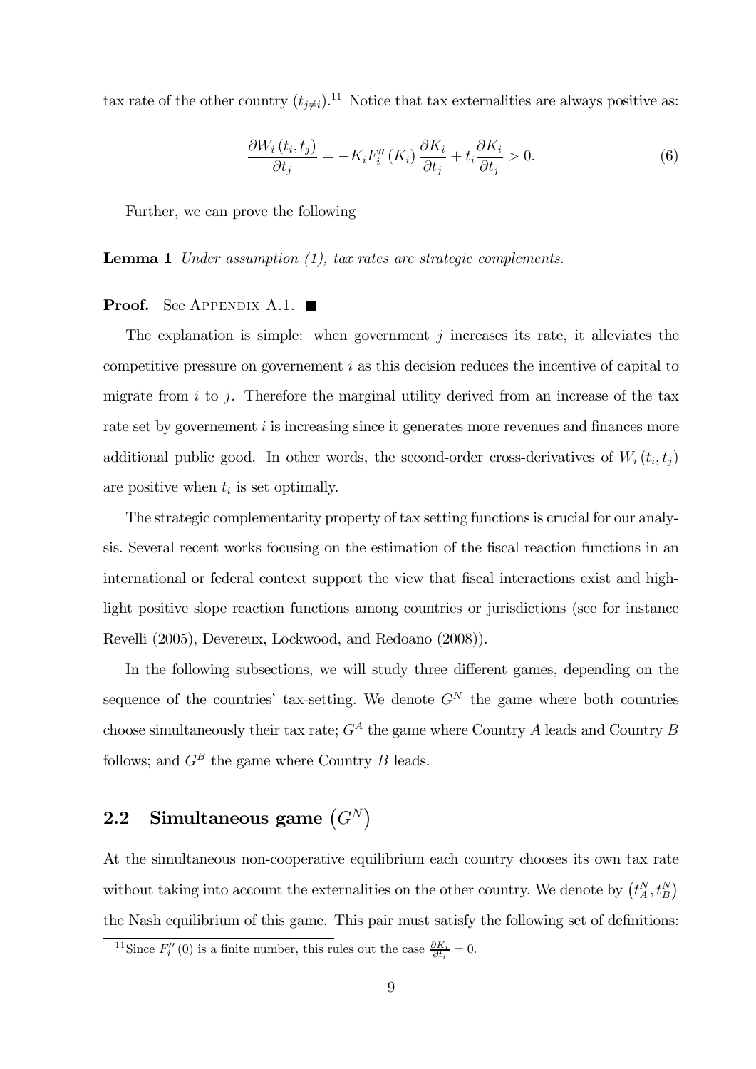tax rate of the other country $(t_{j\neq i})$.[11] Notice that tax externalities are always positive as:

$$\frac{\partial W_i(t_i, t_j)}{\partial t_j} = -K_i F_i''(K_i) \frac{\partial K_i}{\partial t_j} + t_i \frac{\partial K_i}{\partial t_j} > 0. \tag{6}$$

Further, we can prove the following

**Lemma 1** *Under assumption (1), tax rates are strategic complements.*

**Proof.** See APPENDIX A.1. ■

The explanation is simple: when government $j$ increases its rate, it alleviates the competitive pressure on governement $i$ as this decision reduces the incentive of capital to migrate from $i$ to $j$. Therefore the marginal utility derived from an increase of the tax rate set by governement $i$ is increasing since it generates more revenues and finances more additional public good. In other words, the second-order cross-derivatives of $W_i(t_i, t_j)$ are positive when $t_i$ is set optimally.

The strategic complementarity property of tax setting functions is crucial for our analysis. Several recent works focusing on the estimation of the fiscal reaction functions in an international or federal context support the view that fiscal interactions exist and highlight positive slope reaction functions among countries or jurisdictions (see for instance Revelli (2005), Devereux, Lockwood, and Redoano (2008)).

In the following subsections, we will study three different games, depending on the sequence of the countries' tax-setting. We denote $G^N$ the game where both countries choose simultaneously their tax rate; $G^A$ the game where Country $A$ leads and Country $B$ follows; and $G^B$ the game where Country $B$ leads.

## 2.2 Simultaneous game $(G^N)$

At the simultaneous non-cooperative equilibrium each country chooses its own tax rate without taking into account the externalities on the other country. We denote by $(t_A^N, t_B^N)$ the Nash equilibrium of this game. This pair must satisfy the following set of definitions:

[11] Since $F_i''(0)$ is a finite number, this rules out the case $\frac{\partial K_i}{\partial t_i} = 0$.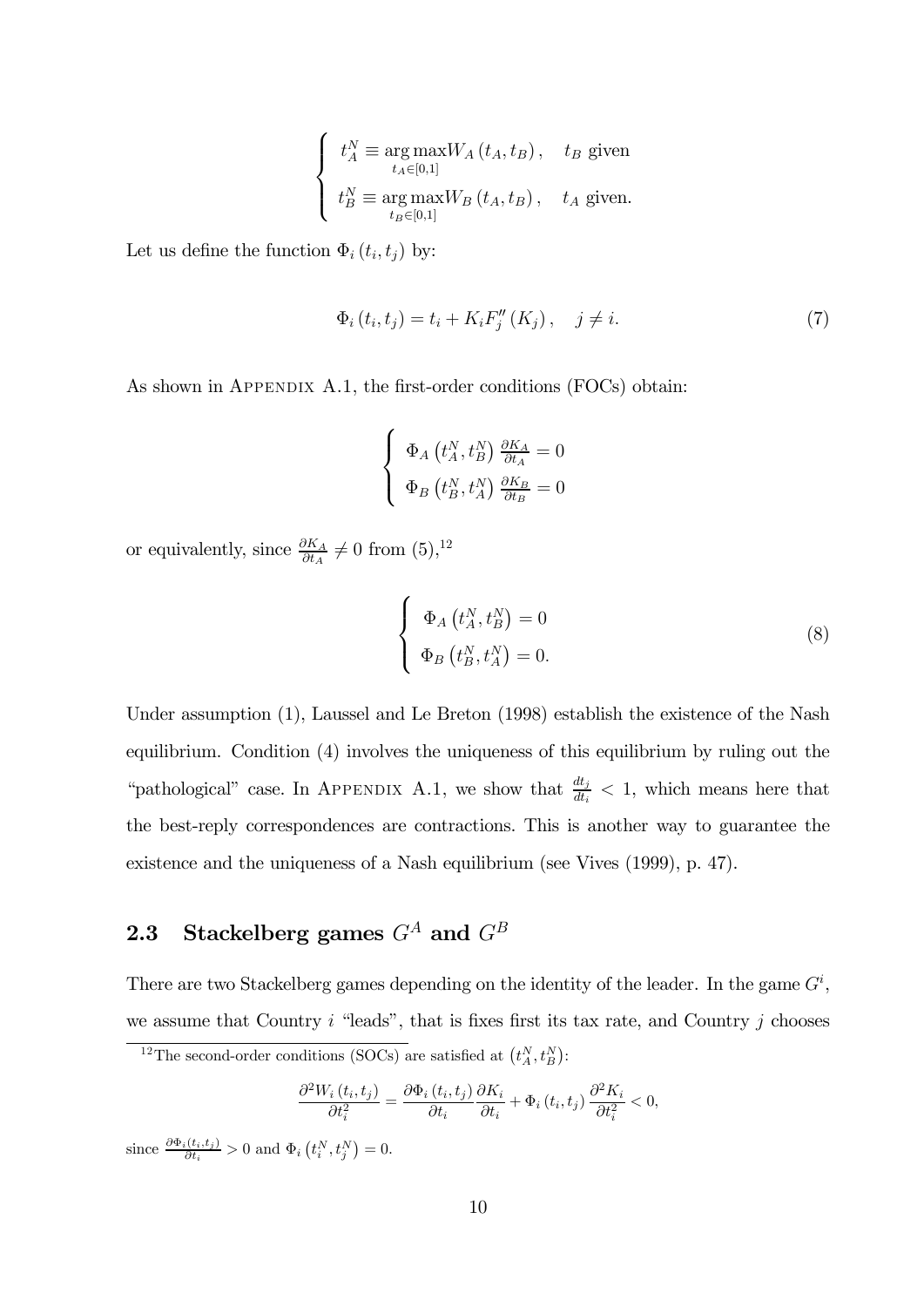$$
\begin{cases} t_A^N \equiv \underset{t_A \in [0,1]}{\arg\max} W_A(t_A, t_B), & t_B \text{ given} \\ t_B^N \equiv \underset{t_B \in [0,1]}{\arg\max} W_B(t_A, t_B), & t_A \text{ given.} \end{cases}
$$

Let us define the function $\Phi_i(t_i, t_j)$ by:

$$
\Phi_i(t_i, t_j) = t_i + K_i F_j''(K_j), \quad j \neq i. \tag{7}
$$

As shown in Appendix A.1, the first-order conditions (FOCs) obtain:

$$
\begin{cases} \Phi_A\left(t_A^N, t_B^N\right) \frac{\partial K_A}{\partial t_A} = 0 \\ \Phi_B\left(t_B^N, t_A^N\right) \frac{\partial K_B}{\partial t_B} = 0 \end{cases}
$$

or equivalently, since $\frac{\partial K_A}{\partial t_A} \neq 0$ from (5),[12]

$$
\begin{cases} \Phi_A\left(t_A^N, t_B^N\right) = 0 \\ \Phi_B\left(t_B^N, t_A^N\right) = 0. \end{cases} \tag{8}
$$

Under assumption (1), Laussel and Le Breton (1998) establish the existence of the Nash equilibrium. Condition (4) involves the uniqueness of this equilibrium by ruling out the "pathological" case. In Appendix A.1, we show that $\frac{dt_j}{dt_i} < 1$, which means here that the best-reply correspondences are contractions. This is another way to guarantee the existence and the uniqueness of a Nash equilibrium (see Vives (1999), p. 47).

## 2.3 Stackelberg games $G^A$ and $G^B$

There are two Stackelberg games depending on the identity of the leader. In the game $G^i$, we assume that Country $i$ "leads", that is fixes first its tax rate, and Country $j$ chooses

[12] The second-order conditions (SOCs) are satisfied at $\left(t_A^N, t_B^N\right)$:

$$
\frac{\partial^2 W_i(t_i, t_j)}{\partial t_i^2} = \frac{\partial \Phi_i(t_i, t_j)}{\partial t_i} \frac{\partial K_i}{\partial t_i} + \Phi_i(t_i, t_j) \frac{\partial^2 K_i}{\partial t_i^2} < 0,
$$

since $\frac{\partial \Phi_i(t_i, t_j)}{\partial t_i} > 0$ and $\Phi_i\left(t_i^N, t_j^N\right) = 0$.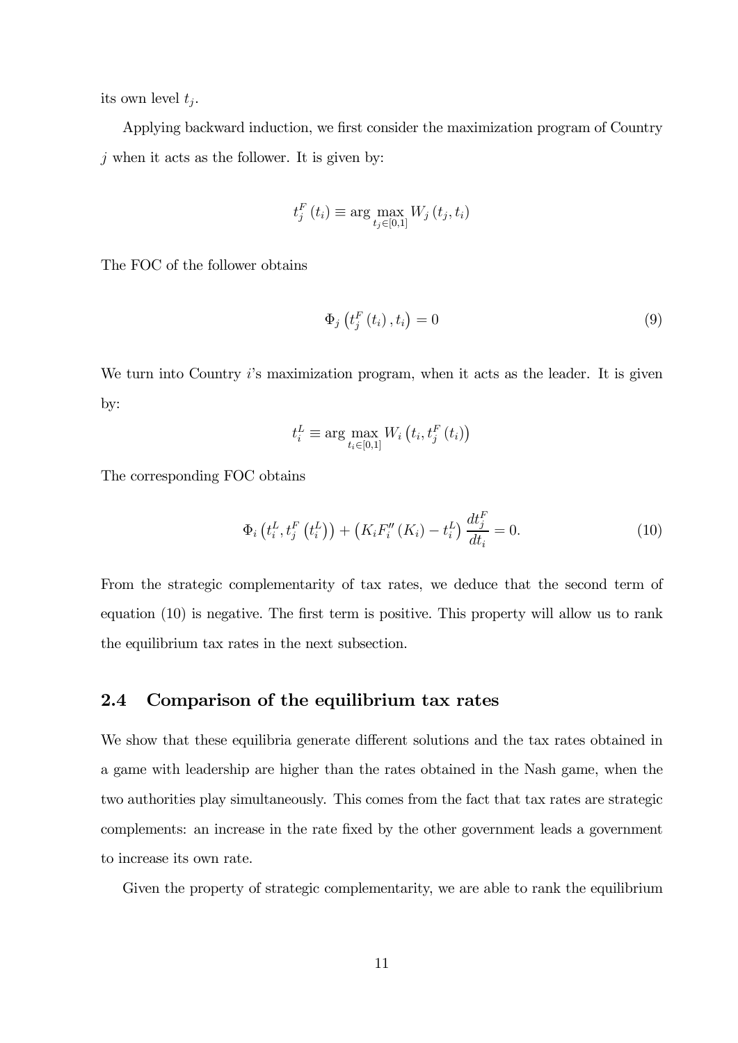its own level $t_j$.

Applying backward induction, we first consider the maximization program of Country $j$ when it acts as the follower. It is given by:

$$t_j^F(t_i) \equiv \arg\max_{t_j \in [0,1]} W_j(t_j, t_i)$$

The FOC of the follower obtains

$$\Phi_j\left(t_j^F(t_i), t_i\right) = 0 \tag{9}$$

We turn into Country $i$'s maximization program, when it acts as the leader. It is given by:

$$t_i^L \equiv \arg\max_{t_i \in [0,1]} W_i\left(t_i, t_j^F(t_i)\right)$$

The corresponding FOC obtains

$$\Phi_i\left(t_i^L, t_j^F\left(t_i^L\right)\right) + \left(K_i F_i''(K_i) - t_i^L\right)\frac{dt_j^F}{dt_i} = 0. \tag{10}$$

From the strategic complementarity of tax rates, we deduce that the second term of equation (10) is negative. The first term is positive. This property will allow us to rank the equilibrium tax rates in the next subsection.

## 2.4 Comparison of the equilibrium tax rates

We show that these equilibria generate different solutions and the tax rates obtained in a game with leadership are higher than the rates obtained in the Nash game, when the two authorities play simultaneously. This comes from the fact that tax rates are strategic complements: an increase in the rate fixed by the other government leads a government to increase its own rate.

Given the property of strategic complementarity, we are able to rank the equilibrium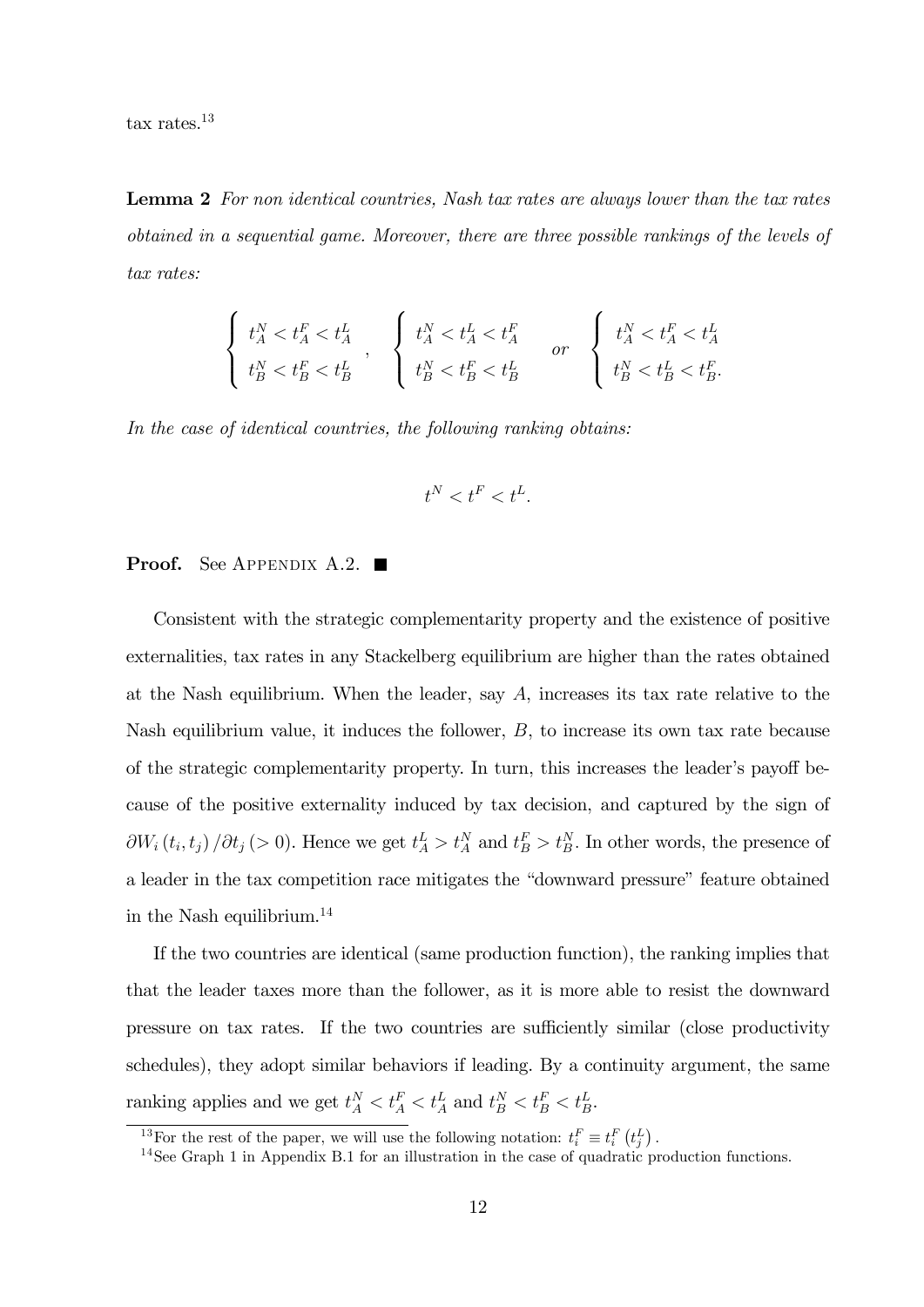tax rates.[13]

**Lemma 2** *For non identical countries, Nash tax rates are always lower than the tax rates obtained in a sequential game. Moreover, there are three possible rankings of the levels of tax rates:*

$$\left\{ \begin{array}{l} t_A^N < t_A^F < t_A^L \\ t_B^N < t_B^F < t_B^L \end{array} \right. , \quad \left\{ \begin{array}{l} t_A^N < t_A^L < t_A^F \\ t_B^N < t_B^F < t_B^L \end{array} \right. \quad or \quad \left\{ \begin{array}{l} t_A^N < t_A^F < t_A^L \\ t_B^N < t_B^L < t_B^F. \end{array} \right.$$

*In the case of identical countries, the following ranking obtains:*

$$t^N < t^F < t^L.$$

**Proof.** See Appendix A.2. ■

Consistent with the strategic complementarity property and the existence of positive externalities, tax rates in any Stackelberg equilibrium are higher than the rates obtained at the Nash equilibrium. When the leader, say $A$, increases its tax rate relative to the Nash equilibrium value, it induces the follower, $B$, to increase its own tax rate because of the strategic complementarity property. In turn, this increases the leader's payoff because of the positive externality induced by tax decision, and captured by the sign of $\partial W_i(t_i, t_j)/\partial t_j\ (> 0)$. Hence we get $t_A^L > t_A^N$ and $t_B^F > t_B^N$. In other words, the presence of a leader in the tax competition race mitigates the "downward pressure" feature obtained in the Nash equilibrium.[14]

If the two countries are identical (same production function), the ranking implies that that the leader taxes more than the follower, as it is more able to resist the downward pressure on tax rates. If the two countries are sufficiently similar (close productivity schedules), they adopt similar behaviors if leading. By a continuity argument, the same ranking applies and we get $t_A^N < t_A^F < t_A^L$ and $t_B^N < t_B^F < t_B^L$.

[13] For the rest of the paper, we will use the following notation: $t_i^F \equiv t_i^F\left(t_j^L\right)$.

[14] See Graph 1 in Appendix B.1 for an illustration in the case of quadratic production functions.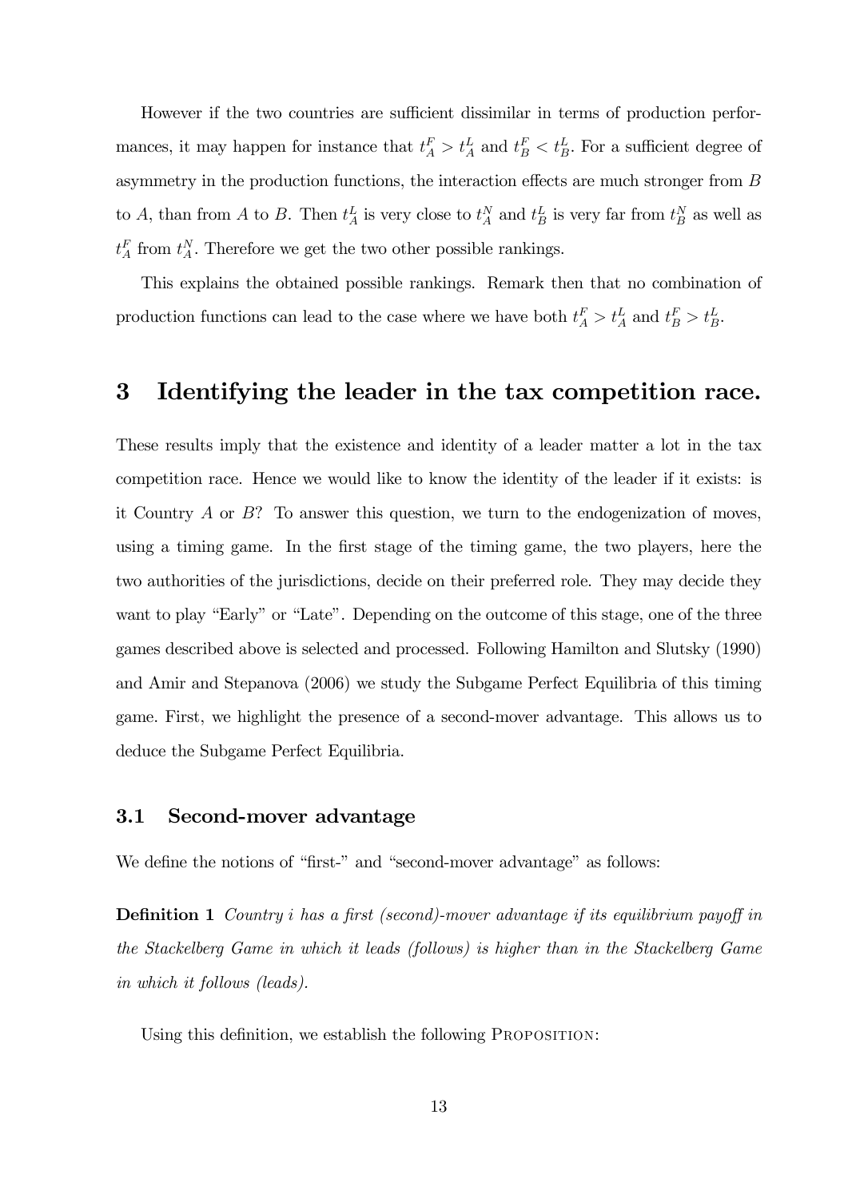However if the two countries are sufficient dissimilar in terms of production performances, it may happen for instance that $t_A^F > t_A^L$ and $t_B^F < t_B^L$. For a sufficient degree of asymmetry in the production functions, the interaction effects are much stronger from $B$ to $A$, than from $A$ to $B$. Then $t_A^L$ is very close to $t_A^N$ and $t_B^L$ is very far from $t_B^N$ as well as $t_A^F$ from $t_A^N$. Therefore we get the two other possible rankings.

This explains the obtained possible rankings. Remark then that no combination of production functions can lead to the case where we have both $t_A^F > t_A^L$ and $t_B^F > t_B^L$.

# 3 Identifying the leader in the tax competition race.

These results imply that the existence and identity of a leader matter a lot in the tax competition race. Hence we would like to know the identity of the leader if it exists: is it Country $A$ or $B$? To answer this question, we turn to the endogenization of moves, using a timing game. In the first stage of the timing game, the two players, here the two authorities of the jurisdictions, decide on their preferred role. They may decide they want to play "Early" or "Late". Depending on the outcome of this stage, one of the three games described above is selected and processed. Following Hamilton and Slutsky (1990) and Amir and Stepanova (2006) we study the Subgame Perfect Equilibria of this timing game. First, we highlight the presence of a second-mover advantage. This allows us to deduce the Subgame Perfect Equilibria.

## 3.1 Second-mover advantage

We define the notions of "first-" and "second-mover advantage" as follows:

**Definition 1** *Country $i$ has a first (second)-mover advantage if its equilibrium payoff in the Stackelberg Game in which it leads (follows) is higher than in the Stackelberg Game in which it follows (leads).*

Using this definition, we establish the following PROPOSITION: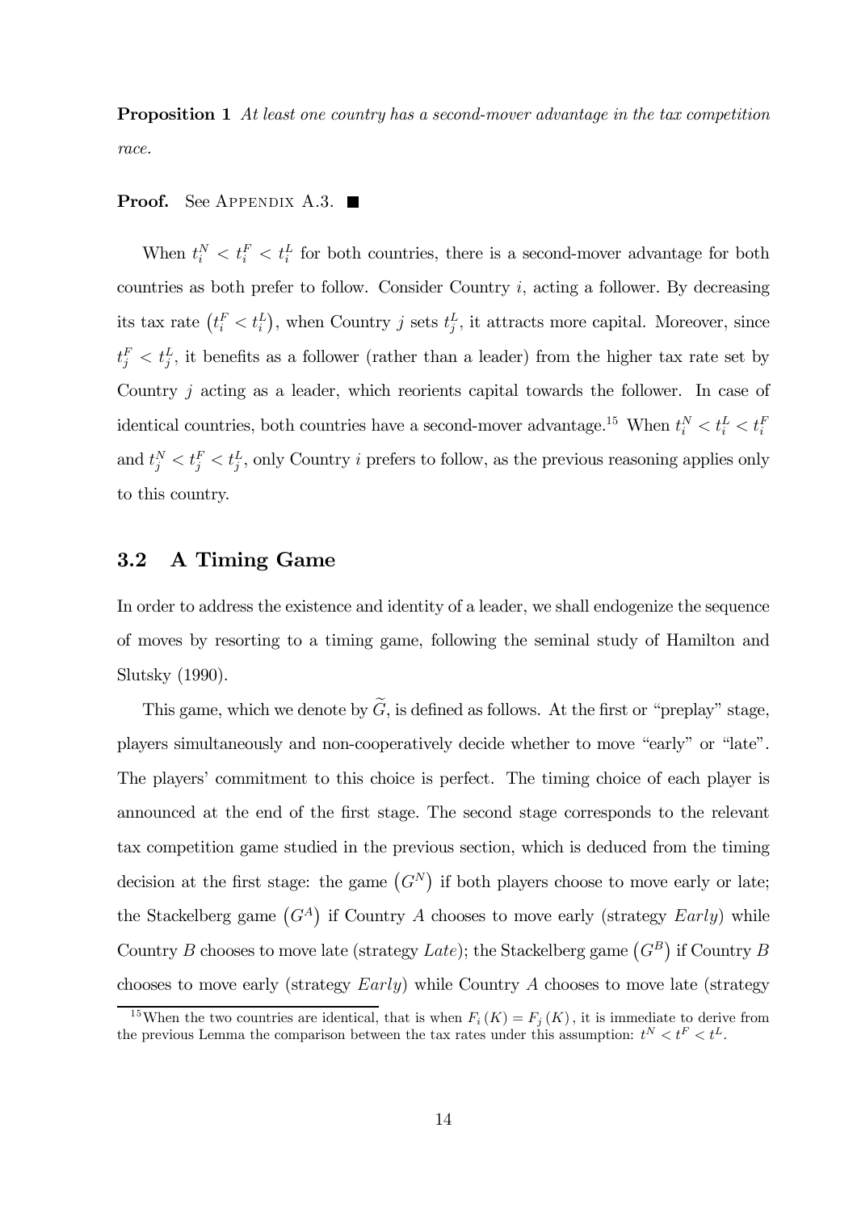**Proposition 1** *At least one country has a second-mover advantage in the tax competition race.*

**Proof.** See Appendix A.3. ■

When $t_i^N < t_i^F < t_i^L$ for both countries, there is a second-mover advantage for both countries as both prefer to follow. Consider Country $i$, acting a follower. By decreasing its tax rate $\left(t_i^F < t_i^L\right)$, when Country $j$ sets $t_j^L$, it attracts more capital. Moreover, since $t_j^F < t_j^L$, it benefits as a follower (rather than a leader) from the higher tax rate set by Country $j$ acting as a leader, which reorients capital towards the follower. In case of identical countries, both countries have a second-mover advantage.[15] When $t_i^N < t_i^L < t_i^F$ and $t_j^N < t_j^F < t_j^L$, only Country $i$ prefers to follow, as the previous reasoning applies only to this country.

## 3.2 A Timing Game

In order to address the existence and identity of a leader, we shall endogenize the sequence of moves by resorting to a timing game, following the seminal study of Hamilton and Slutsky (1990).

This game, which we denote by $\widetilde{G}$, is defined as follows. At the first or "preplay" stage, players simultaneously and non-cooperatively decide whether to move "early" or "late". The players' commitment to this choice is perfect. The timing choice of each player is announced at the end of the first stage. The second stage corresponds to the relevant tax competition game studied in the previous section, which is deduced from the timing decision at the first stage: the game $\left(G^N\right)$ if both players choose to move early or late; the Stackelberg game $\left(G^A\right)$ if Country $A$ chooses to move early (strategy *Early*) while Country $B$ chooses to move late (strategy *Late*); the Stackelberg game $\left(G^B\right)$ if Country $B$ chooses to move early (strategy *Early*) while Country $A$ chooses to move late (strategy

[15] When the two countries are identical, that is when $F_i(K) = F_j(K)$, it is immediate to derive from the previous Lemma the comparison between the tax rates under this assumption: $t^N < t^F < t^L$.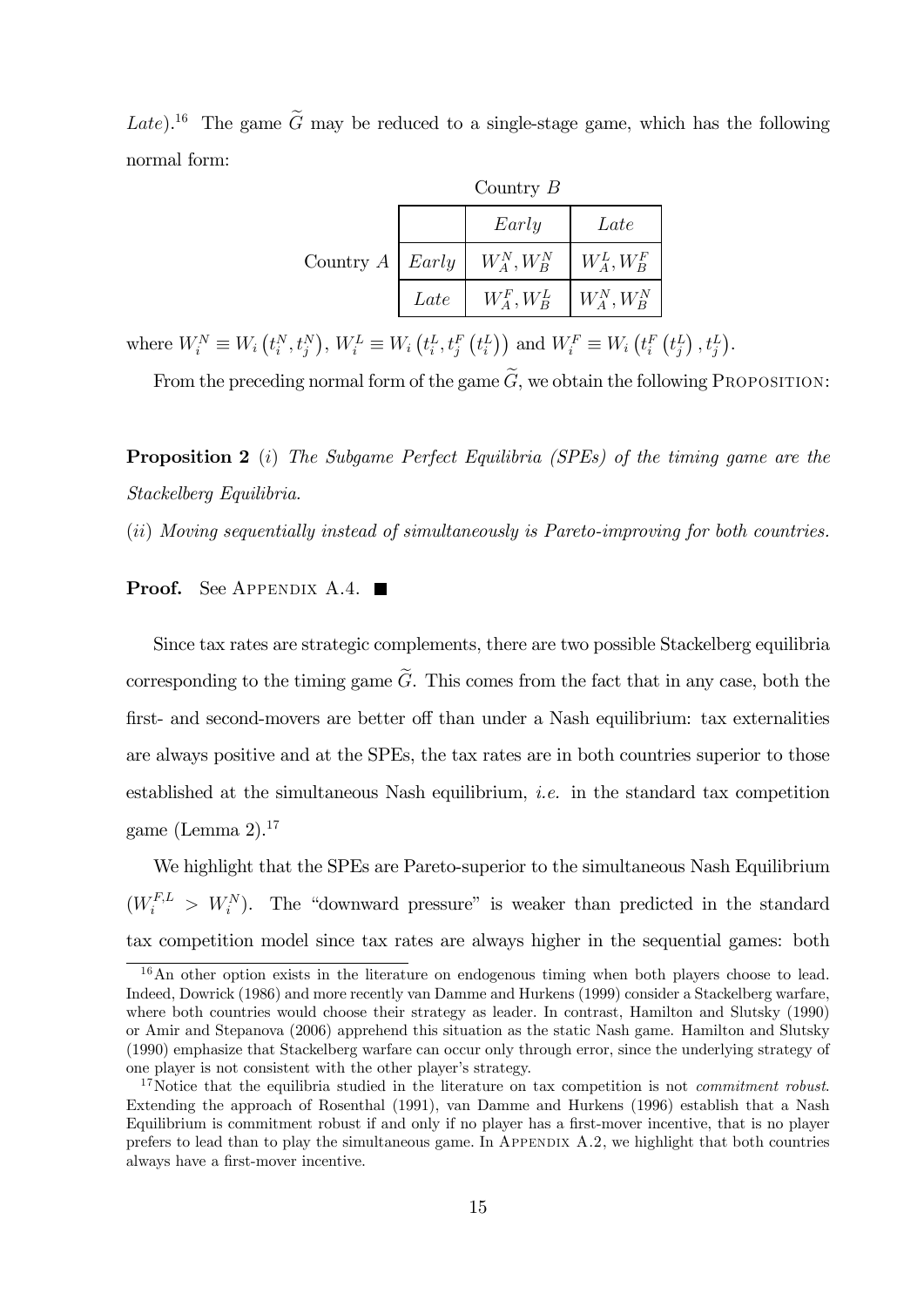*Late*).[16] The game $\widetilde{G}$ may be reduced to a single-stage game, which has the following normal form:

| | | Country $B$ | |
|---|---|---|---|
| | | *Early* | *Late* |
| Country $A$ | *Early* | $W_A^N, W_B^N$ | $W_A^L, W_B^F$ |
| | *Late* | $W_A^F, W_B^L$ | $W_A^N, W_B^N$ |

where $W_i^N \equiv W_i\left(t_i^N, t_j^N\right)$, $W_i^L \equiv W_i\left(t_i^L, t_j^F\left(t_i^L\right)\right)$ and $W_i^F \equiv W_i\left(t_i^F\left(t_j^L\right), t_j^L\right)$.

From the preceding normal form of the game $\widetilde{G}$, we obtain the following Proposition:

**Proposition 2** (*i*) *The Subgame Perfect Equilibria (SPEs) of the timing game are the Stackelberg Equilibria.*

(*ii*) *Moving sequentially instead of simultaneously is Pareto-improving for both countries.*

**Proof.** See Appendix A.4. ■

Since tax rates are strategic complements, there are two possible Stackelberg equilibria corresponding to the timing game $\widetilde{G}$. This comes from the fact that in any case, both the first- and second-movers are better off than under a Nash equilibrium: tax externalities are always positive and at the SPEs, the tax rates are in both countries superior to those established at the simultaneous Nash equilibrium, *i.e.* in the standard tax competition game (Lemma 2).[17]

We highlight that the SPEs are Pareto-superior to the simultaneous Nash Equilibrium ($W_i^{F,L} > W_i^N$). The "downward pressure" is weaker than predicted in the standard tax competition model since tax rates are always higher in the sequential games: both

[16] An other option exists in the literature on endogenous timing when both players choose to lead. Indeed, Dowrick (1986) and more recently van Damme and Hurkens (1999) consider a Stackelberg warfare, where both countries would choose their strategy as leader. In contrast, Hamilton and Slutsky (1990) or Amir and Stepanova (2006) apprehend this situation as the static Nash game. Hamilton and Slutsky (1990) emphasize that Stackelberg warfare can occur only through error, since the underlying strategy of one player is not consistent with the other player's strategy.

[17] Notice that the equilibria studied in the literature on tax competition is not *commitment robust*. Extending the approach of Rosenthal (1991), van Damme and Hurkens (1996) establish that a Nash Equilibrium is commitment robust if and only if no player has a first-mover incentive, that is no player prefers to lead than to play the simultaneous game. In Appendix A.2, we highlight that both countries always have a first-mover incentive.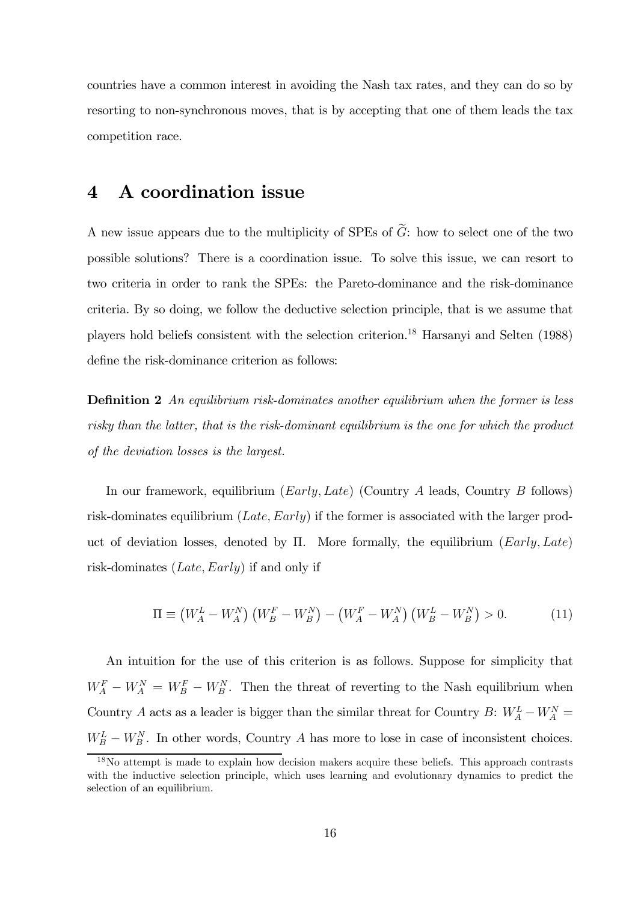countries have a common interest in avoiding the Nash tax rates, and they can do so by resorting to non-synchronous moves, that is by accepting that one of them leads the tax competition race.

# 4 A coordination issue

A new issue appears due to the multiplicity of SPEs of $\widetilde{G}$: how to select one of the two possible solutions? There is a coordination issue. To solve this issue, we can resort to two criteria in order to rank the SPEs: the Pareto-dominance and the risk-dominance criteria. By so doing, we follow the deductive selection principle, that is we assume that players hold beliefs consistent with the selection criterion.[18] Harsanyi and Selten (1988) define the risk-dominance criterion as follows:

**Definition 2** *An equilibrium risk-dominates another equilibrium when the former is less risky than the latter, that is the risk-dominant equilibrium is the one for which the product of the deviation losses is the largest.*

In our framework, equilibrium $(Early, Late)$ (Country $A$ leads, Country $B$ follows) risk-dominates equilibrium $(Late, Early)$ if the former is associated with the larger product of deviation losses, denoted by $\Pi$. More formally, the equilibrium $(Early, Late)$ risk-dominates $(Late, Early)$ if and only if

$$\Pi \equiv \left(W_A^L - W_A^N\right)\left(W_B^F - W_B^N\right) - \left(W_A^F - W_A^N\right)\left(W_B^L - W_B^N\right) > 0. \tag{11}$$

An intuition for the use of this criterion is as follows. Suppose for simplicity that $W_A^F - W_A^N = W_B^F - W_B^N$. Then the threat of reverting to the Nash equilibrium when Country $A$ acts as a leader is bigger than the similar threat for Country $B$: $W_A^L - W_A^N = W_B^L - W_B^N$. In other words, Country $A$ has more to lose in case of inconsistent choices.

[18] No attempt is made to explain how decision makers acquire these beliefs. This approach contrasts with the inductive selection principle, which uses learning and evolutionary dynamics to predict the selection of an equilibrium.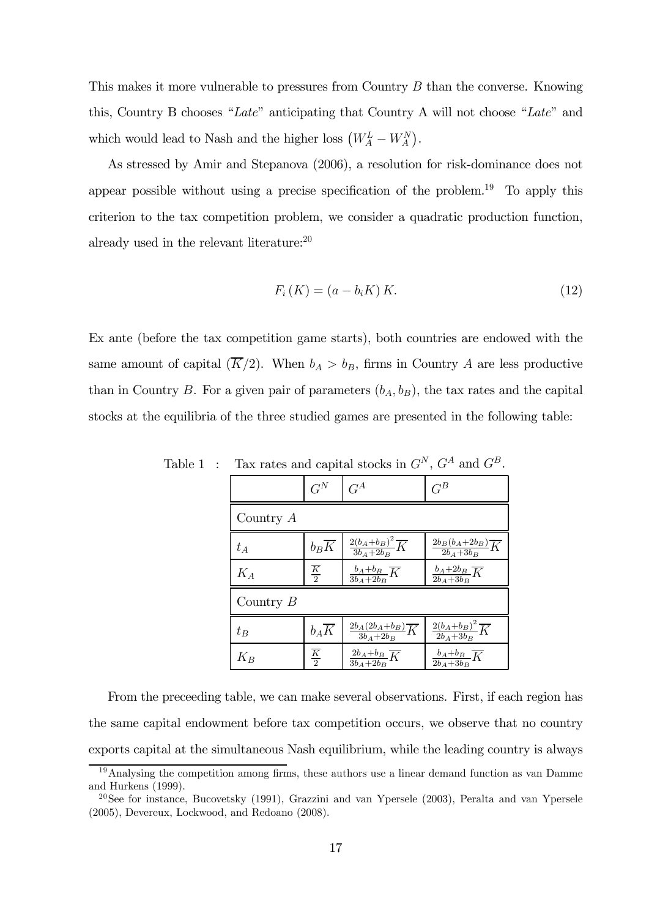This makes it more vulnerable to pressures from Country $B$ than the converse. Knowing this, Country B chooses "*Late*" anticipating that Country A will not choose "*Late*" and which would lead to Nash and the higher loss $\left(W_A^L - W_A^N\right)$.

As stressed by Amir and Stepanova (2006), a resolution for risk-dominance does not appear possible without using a precise specification of the problem.[19] To apply this criterion to the tax competition problem, we consider a quadratic production function, already used in the relevant literature:[20]

$$F_i(K) = (a - b_i K) K. \tag{12}$$

Ex ante (before the tax competition game starts), both countries are endowed with the same amount of capital $(\overline{K}/2)$. When $b_A > b_B$, firms in Country $A$ are less productive than in Country $B$. For a given pair of parameters $(b_A, b_B)$, the tax rates and the capital stocks at the equilibria of the three studied games are presented in the following table:

Table 1 : Tax rates and capital stocks in $G^N$, $G^A$ and $G^B$.

| | $G^N$ | $G^A$ | $G^B$ |
|---|---|---|---|
| Country $A$ | | | |
| $t_A$ | $b_B\overline{K}$ | $\frac{2(b_A+b_B)^2}{3b_A+2b_B}\overline{K}$ | $\frac{2b_B(b_A+2b_B)}{2b_A+3b_B}\overline{K}$ |
| $K_A$ | $\frac{\overline{K}}{2}$ | $\frac{b_A+b_B}{3b_A+2b_B}\overline{K}$ | $\frac{b_A+2b_B}{2b_A+3b_B}\overline{K}$ |
| Country $B$ | | | |
| $t_B$ | $b_A\overline{K}$ | $\frac{2b_A(2b_A+b_B)}{3b_A+2b_B}\overline{K}$ | $\frac{2(b_A+b_B)^2}{2b_A+3b_B}\overline{K}$ |
| $K_B$ | $\frac{\overline{K}}{2}$ | $\frac{2b_A+b_B}{3b_A+2b_B}\overline{K}$ | $\frac{b_A+b_B}{2b_A+3b_B}\overline{K}$ |

From the preceeding table, we can make several observations. First, if each region has the same capital endowment before tax competition occurs, we observe that no country exports capital at the simultaneous Nash equilibrium, while the leading country is always

[19] Analysing the competition among firms, these authors use a linear demand function as van Damme and Hurkens (1999).

[20] See for instance, Bucovetsky (1991), Grazzini and van Ypersele (2003), Peralta and van Ypersele (2005), Devereux, Lockwood, and Redoano (2008).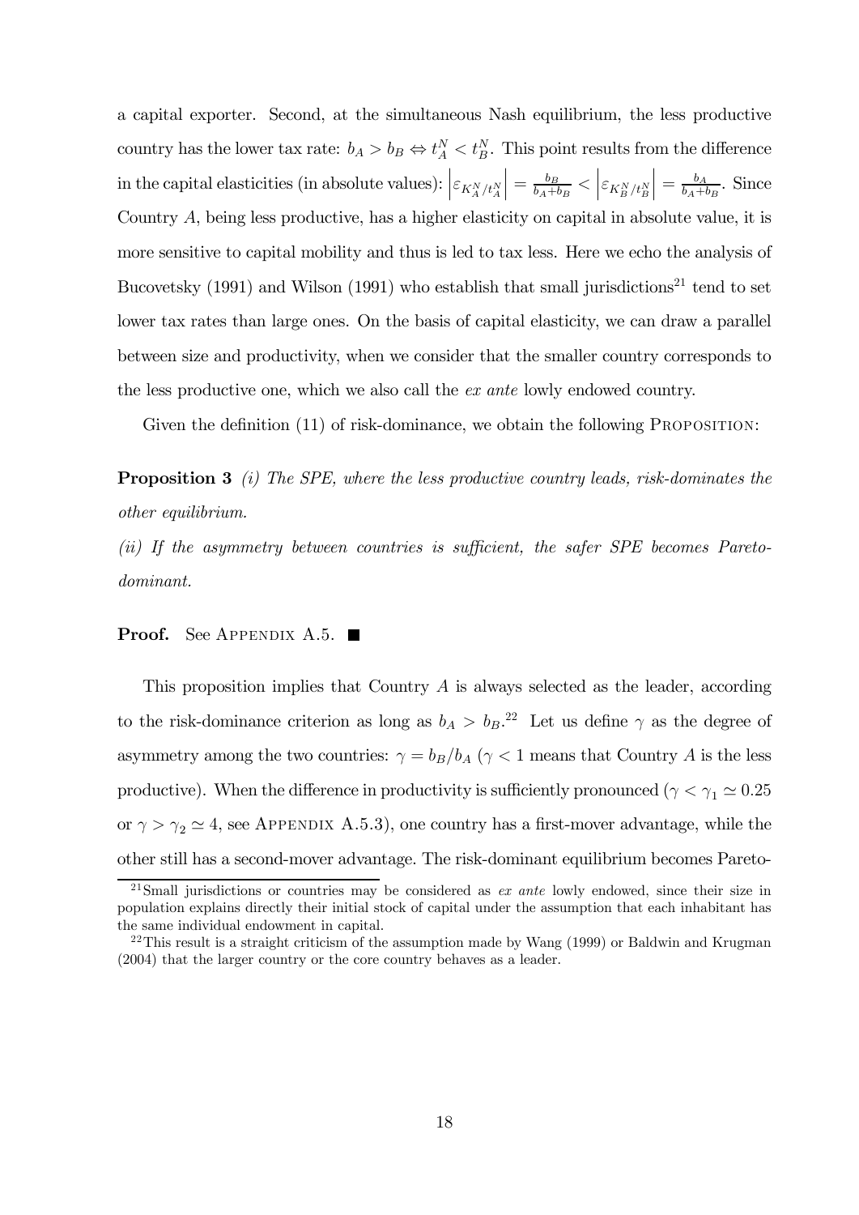a capital exporter. Second, at the simultaneous Nash equilibrium, the less productive country has the lower tax rate: $b_A > b_B \Leftrightarrow t_A^N < t_B^N$. This point results from the difference in the capital elasticities (in absolute values): $\left|\varepsilon_{K_A^N/t_A^N}\right| = \frac{b_B}{b_A+b_B} < \left|\varepsilon_{K_B^N/t_B^N}\right| = \frac{b_A}{b_A+b_B}$. Since Country $A$, being less productive, has a higher elasticity on capital in absolute value, it is more sensitive to capital mobility and thus is led to tax less. Here we echo the analysis of Bucovetsky (1991) and Wilson (1991) who establish that small jurisdictions[21] tend to set lower tax rates than large ones. On the basis of capital elasticity, we can draw a parallel between size and productivity, when we consider that the smaller country corresponds to the less productive one, which we also call the *ex ante* lowly endowed country.

Given the definition (11) of risk-dominance, we obtain the following PROPOSITION:

**Proposition 3** *(i) The SPE, where the less productive country leads, risk-dominates the other equilibrium.*

*(ii) If the asymmetry between countries is sufficient, the safer SPE becomes Pareto-dominant.*

**Proof.** See APPENDIX A.5. ■

This proposition implies that Country $A$ is always selected as the leader, according to the risk-dominance criterion as long as $b_A > b_B$.[22] Let us define $\gamma$ as the degree of asymmetry among the two countries: $\gamma = b_B/b_A$ ($\gamma < 1$ means that Country $A$ is the less productive). When the difference in productivity is sufficiently pronounced ($\gamma < \gamma_1 \simeq 0.25$ or $\gamma > \gamma_2 \simeq 4$, see APPENDIX A.5.3), one country has a first-mover advantage, while the other still has a second-mover advantage. The risk-dominant equilibrium becomes Pareto-

[21] Small jurisdictions or countries may be considered as *ex ante* lowly endowed, since their size in population explains directly their initial stock of capital under the assumption that each inhabitant has the same individual endowment in capital.

[22] This result is a straight criticism of the assumption made by Wang (1999) or Baldwin and Krugman (2004) that the larger country or the core country behaves as a leader.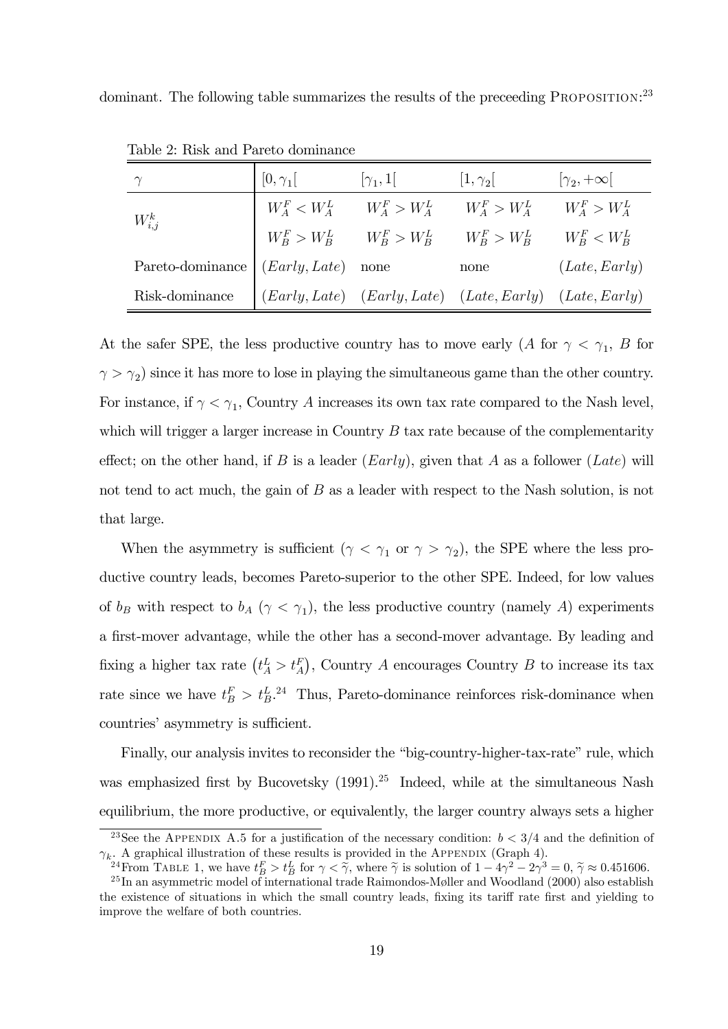dominant. The following table summarizes the results of the preceeding PROPOSITION:[23]

Table 2: Risk and Pareto dominance

| $\gamma$ | $[0, \gamma_1[$ | $[\gamma_1, 1[$ | $[1, \gamma_2[$ | $[\gamma_2, +\infty[$ |
|---|---|---|---|---|
| $W_{i,j}^k$ | $W_A^F < W_A^L$ | $W_A^F > W_A^L$ | $W_A^F > W_A^L$ | $W_A^F > W_A^L$ |
| | $W_B^F > W_B^L$ | $W_B^F > W_B^L$ | $W_B^F > W_B^L$ | $W_B^F < W_B^L$ |
| Pareto-dominance | $(Early, Late)$ | none | none | $(Late, Early)$ |
| Risk-dominance | $(Early, Late)$ | $(Early, Late)$ | $(Late, Early)$ | $(Late, Early)$ |

At the safer SPE, the less productive country has to move early ($A$ for $\gamma < \gamma_1$, $B$ for $\gamma > \gamma_2$) since it has more to lose in playing the simultaneous game than the other country. For instance, if $\gamma < \gamma_1$, Country $A$ increases its own tax rate compared to the Nash level, which will trigger a larger increase in Country $B$ tax rate because of the complementarity effect; on the other hand, if $B$ is a leader ($Early$), given that $A$ as a follower ($Late$) will not tend to act much, the gain of $B$ as a leader with respect to the Nash solution, is not that large.

When the asymmetry is sufficient ($\gamma < \gamma_1$ or $\gamma > \gamma_2$), the SPE where the less productive country leads, becomes Pareto-superior to the other SPE. Indeed, for low values of $b_B$ with respect to $b_A$ ($\gamma < \gamma_1$), the less productive country (namely $A$) experiments a first-mover advantage, while the other has a second-mover advantage. By leading and fixing a higher tax rate $\left(t_A^L > t_A^F\right)$, Country $A$ encourages Country $B$ to increase its tax rate since we have $t_B^F > t_B^L$.[24] Thus, Pareto-dominance reinforces risk-dominance when countries' asymmetry is sufficient.

Finally, our analysis invites to reconsider the "big-country-higher-tax-rate" rule, which was emphasized first by Bucovetsky (1991).[25] Indeed, while at the simultaneous Nash equilibrium, the more productive, or equivalently, the larger country always sets a higher

[23] See the APPENDIX A.5 for a justification of the necessary condition: $b < 3/4$ and the definition of $\gamma_k$. A graphical illustration of these results is provided in the APPENDIX (Graph 4).

[24] From TABLE 1, we have $t_B^F > t_B^L$ for $\gamma < \widetilde{\gamma}$, where $\widetilde{\gamma}$ is solution of $1 - 4\gamma^2 - 2\gamma^3 = 0$, $\widetilde{\gamma} \approx 0.451606$.

[25] In an asymmetric model of international trade Raimondos-Møller and Woodland (2000) also establish the existence of situations in which the small country leads, fixing its tariff rate first and yielding to improve the welfare of both countries.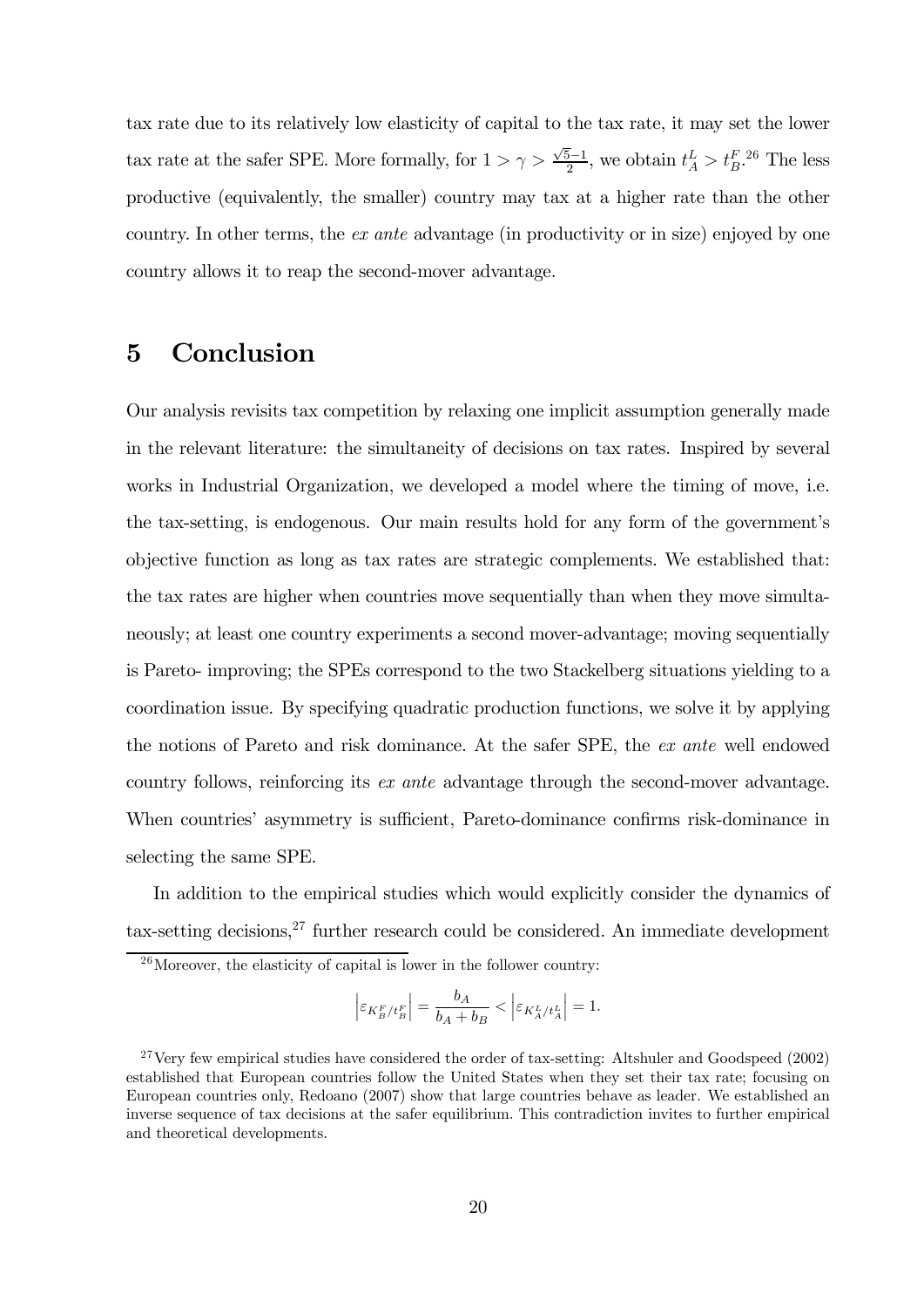tax rate due to its relatively low elasticity of capital to the tax rate, it may set the lower tax rate at the safer SPE. More formally, for $1 > \gamma > \frac{\sqrt{5}-1}{2}$, we obtain $t_A^L > t_B^F$.[26] The less productive (equivalently, the smaller) country may tax at a higher rate than the other country. In other terms, the *ex ante* advantage (in productivity or in size) enjoyed by one country allows it to reap the second-mover advantage.

# 5 Conclusion

Our analysis revisits tax competition by relaxing one implicit assumption generally made in the relevant literature: the simultaneity of decisions on tax rates. Inspired by several works in Industrial Organization, we developed a model where the timing of move, i.e. the tax-setting, is endogenous. Our main results hold for any form of the government's objective function as long as tax rates are strategic complements. We established that: the tax rates are higher when countries move sequentially than when they move simultaneously; at least one country experiments a second mover-advantage; moving sequentially is Pareto- improving; the SPEs correspond to the two Stackelberg situations yielding to a coordination issue. By specifying quadratic production functions, we solve it by applying the notions of Pareto and risk dominance. At the safer SPE, the *ex ante* well endowed country follows, reinforcing its *ex ante* advantage through the second-mover advantage. When countries' asymmetry is sufficient, Pareto-dominance confirms risk-dominance in selecting the same SPE.

In addition to the empirical studies which would explicitly consider the dynamics of tax-setting decisions,[27] further research could be considered. An immediate development

[26] Moreover, the elasticity of capital is lower in the follower country:

$$\left|\varepsilon_{K_B^F/t_B^F}\right| = \frac{b_A}{b_A + b_B} < \left|\varepsilon_{K_A^L/t_A^L}\right| = 1.$$

[27] Very few empirical studies have considered the order of tax-setting: Altshuler and Goodspeed (2002) established that European countries follow the United States when they set their tax rate; focusing on European countries only, Redoano (2007) show that large countries behave as leader. We established an inverse sequence of tax decisions at the safer equilibrium. This contradiction invites to further empirical and theoretical developments.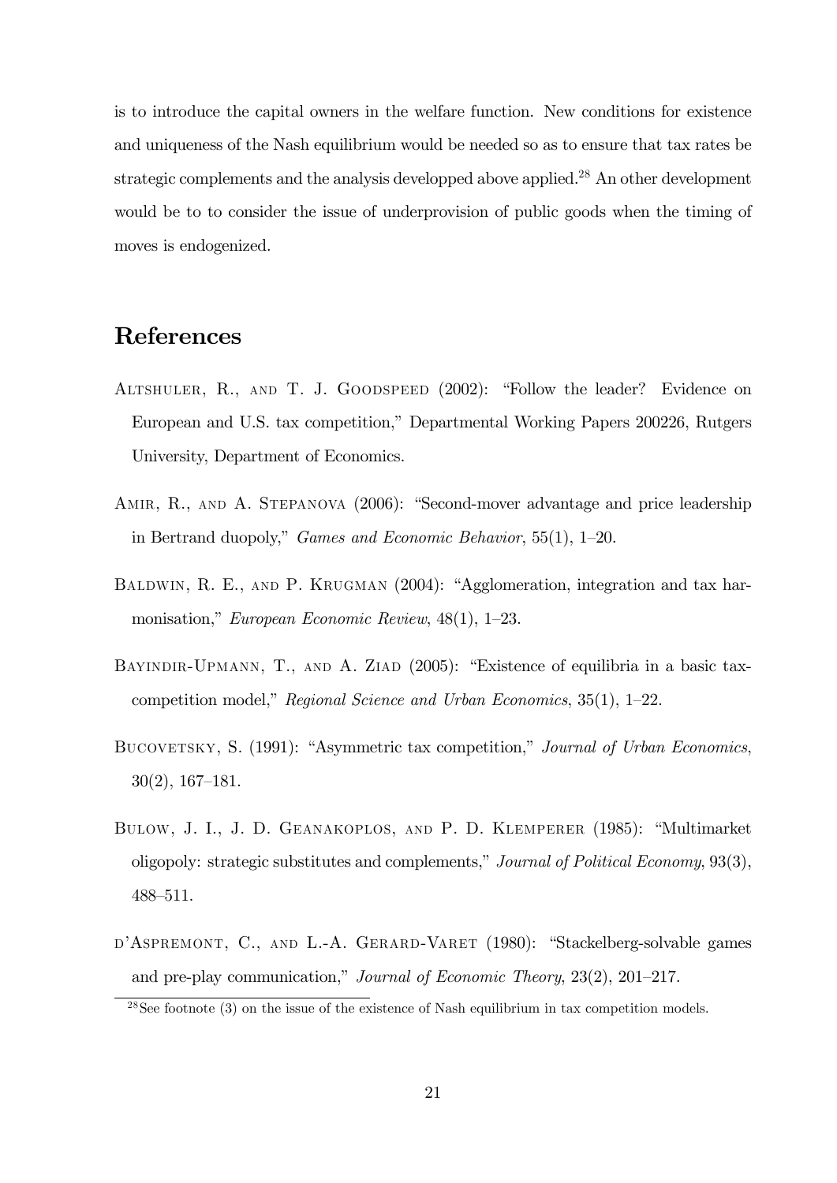is to introduce the capital owners in the welfare function. New conditions for existence and uniqueness of the Nash equilibrium would be needed so as to ensure that tax rates be strategic complements and the analysis developped above applied.[28] An other development would be to to consider the issue of underprovision of public goods when the timing of moves is endogenized.

# References

Altshuler, R., and T. J. Goodspeed (2002): "Follow the leader? Evidence on European and U.S. tax competition," Departmental Working Papers 200226, Rutgers University, Department of Economics.

Amir, R., and A. Stepanova (2006): "Second-mover advantage and price leadership in Bertrand duopoly," *Games and Economic Behavior*, 55(1), 1–20.

Baldwin, R. E., and P. Krugman (2004): "Agglomeration, integration and tax harmonisation," *European Economic Review*, 48(1), 1–23.

Bayindir-Upmann, T., and A. Ziad (2005): "Existence of equilibria in a basic tax-competition model," *Regional Science and Urban Economics*, 35(1), 1–22.

Bucovetsky, S. (1991): "Asymmetric tax competition," *Journal of Urban Economics*, 30(2), 167–181.

Bulow, J. I., J. D. Geanakoplos, and P. D. Klemperer (1985): "Multimarket oligopoly: strategic substitutes and complements," *Journal of Political Economy*, 93(3), 488–511.

d'Aspremont, C., and L.-A. Gerard-Varet (1980): "Stackelberg-solvable games and pre-play communication," *Journal of Economic Theory*, 23(2), 201–217.

[28] See footnote (3) on the issue of the existence of Nash equilibrium in tax competition models.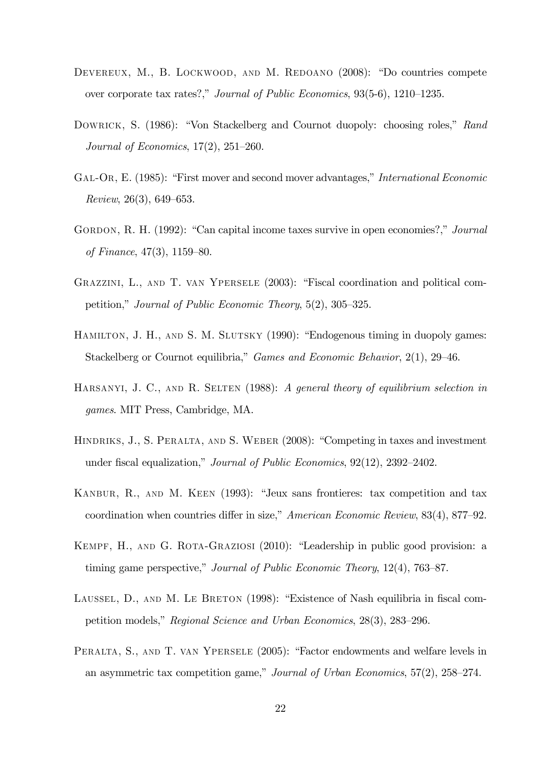Devereux, M., B. Lockwood, and M. Redoano (2008): "Do countries compete over corporate tax rates?," *Journal of Public Economics*, 93(5-6), 1210–1235.

Dowrick, S. (1986): "Von Stackelberg and Cournot duopoly: choosing roles," *Rand Journal of Economics*, 17(2), 251–260.

Gal-Or, E. (1985): "First mover and second mover advantages," *International Economic Review*, 26(3), 649–653.

Gordon, R. H. (1992): "Can capital income taxes survive in open economies?," *Journal of Finance*, 47(3), 1159–80.

Grazzini, L., and T. van Ypersele (2003): "Fiscal coordination and political competition," *Journal of Public Economic Theory*, 5(2), 305–325.

Hamilton, J. H., and S. M. Slutsky (1990): "Endogenous timing in duopoly games: Stackelberg or Cournot equilibria," *Games and Economic Behavior*, 2(1), 29–46.

Harsanyi, J. C., and R. Selten (1988): *A general theory of equilibrium selection in games*. MIT Press, Cambridge, MA.

Hindriks, J., S. Peralta, and S. Weber (2008): "Competing in taxes and investment under fiscal equalization," *Journal of Public Economics*, 92(12), 2392–2402.

Kanbur, R., and M. Keen (1993): "Jeux sans frontieres: tax competition and tax coordination when countries differ in size," *American Economic Review*, 83(4), 877–92.

Kempf, H., and G. Rota-Graziosi (2010): "Leadership in public good provision: a timing game perspective," *Journal of Public Economic Theory*, 12(4), 763–87.

Laussel, D., and M. Le Breton (1998): "Existence of Nash equilibria in fiscal competition models," *Regional Science and Urban Economics*, 28(3), 283–296.

Peralta, S., and T. van Ypersele (2005): "Factor endowments and welfare levels in an asymmetric tax competition game," *Journal of Urban Economics*, 57(2), 258–274.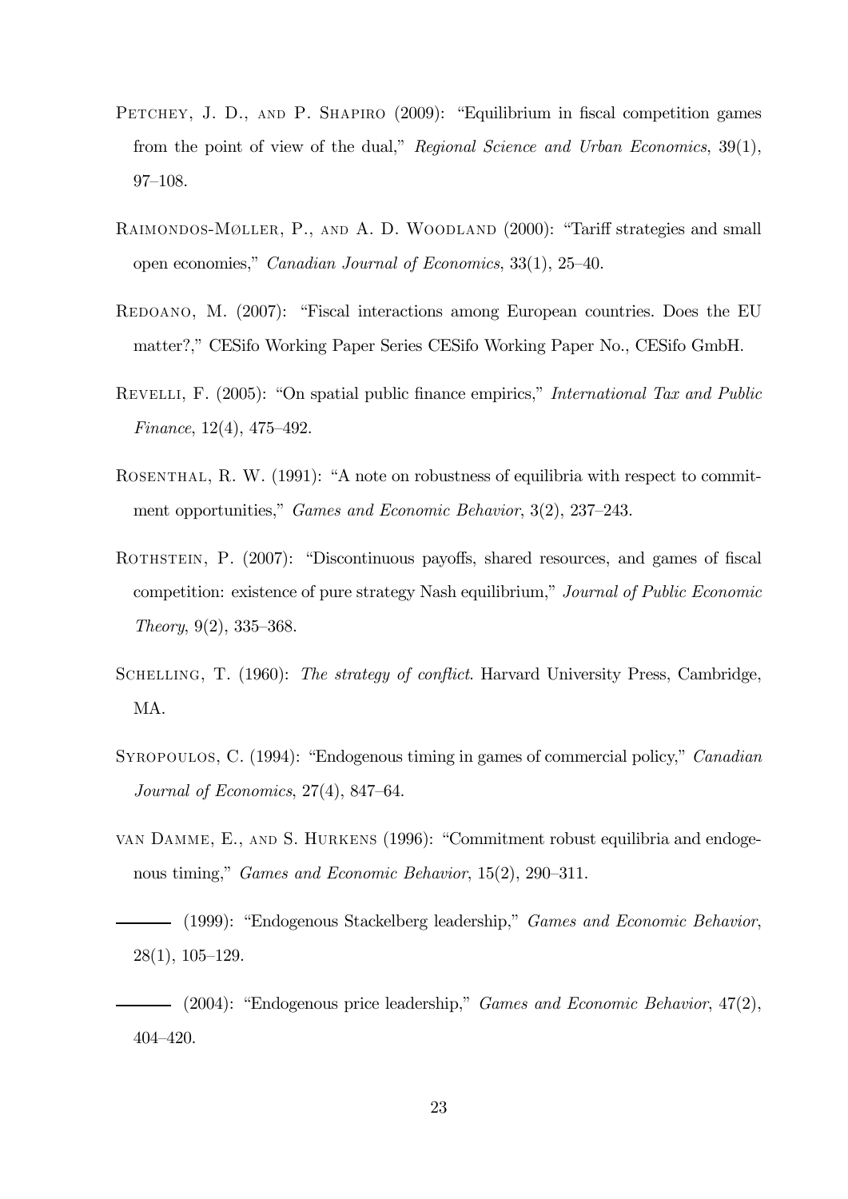Petchey, J. D., and P. Shapiro (2009): "Equilibrium in fiscal competition games from the point of view of the dual," *Regional Science and Urban Economics*, 39(1), 97–108.

Raimondos-Møller, P., and A. D. Woodland (2000): "Tariff strategies and small open economies," *Canadian Journal of Economics*, 33(1), 25–40.

Redoano, M. (2007): "Fiscal interactions among European countries. Does the EU matter?," CESifo Working Paper Series CESifo Working Paper No., CESifo GmbH.

Revelli, F. (2005): "On spatial public finance empirics," *International Tax and Public Finance*, 12(4), 475–492.

Rosenthal, R. W. (1991): "A note on robustness of equilibria with respect to commitment opportunities," *Games and Economic Behavior*, 3(2), 237–243.

Rothstein, P. (2007): "Discontinuous payoffs, shared resources, and games of fiscal competition: existence of pure strategy Nash equilibrium," *Journal of Public Economic Theory*, 9(2), 335–368.

Schelling, T. (1960): *The strategy of conflict*. Harvard University Press, Cambridge, MA.

Syropoulos, C. (1994): "Endogenous timing in games of commercial policy," *Canadian Journal of Economics*, 27(4), 847–64.

van Damme, E., and S. Hurkens (1996): "Commitment robust equilibria and endogenous timing," *Games and Economic Behavior*, 15(2), 290–311.

——— (1999): "Endogenous Stackelberg leadership," *Games and Economic Behavior*, 28(1), 105–129.

——— (2004): "Endogenous price leadership," *Games and Economic Behavior*, 47(2), 404–420.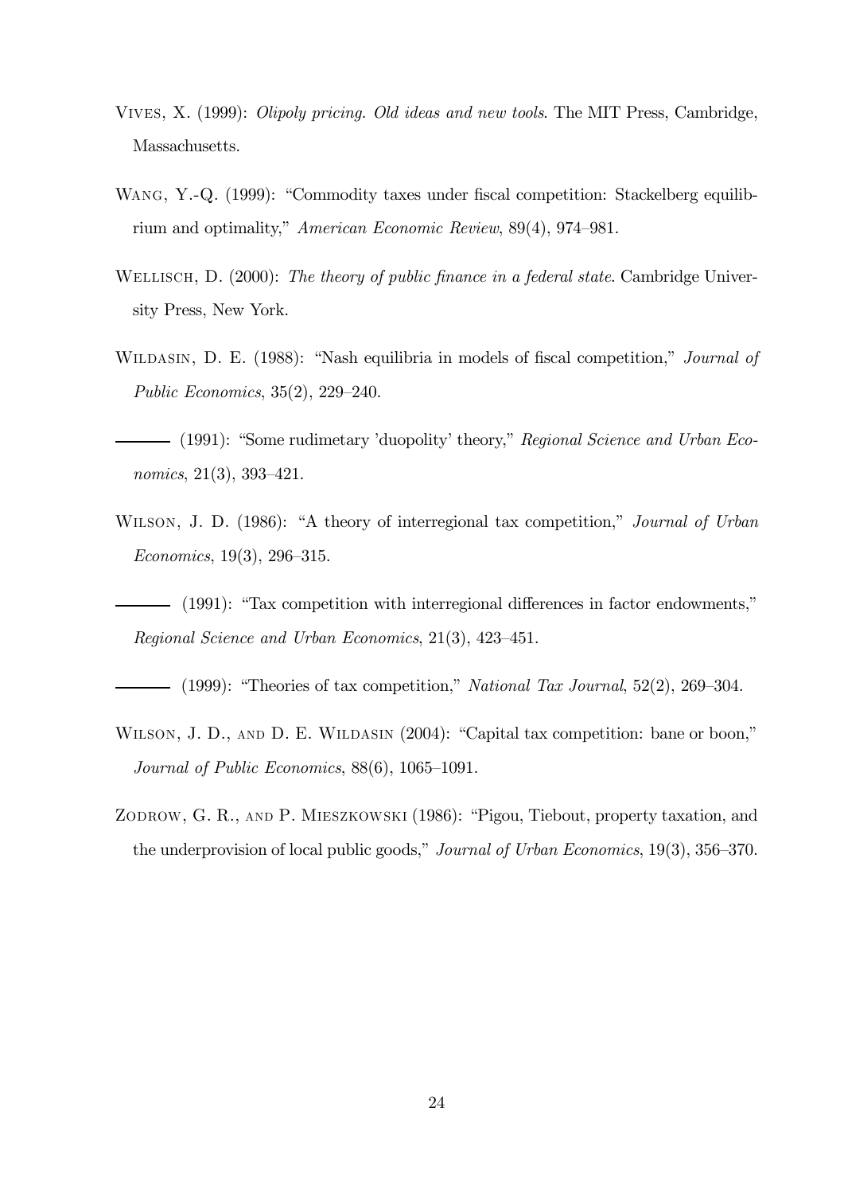Vives, X. (1999): *Olipoly pricing. Old ideas and new tools*. The MIT Press, Cambridge, Massachusetts.

Wang, Y.-Q. (1999): "Commodity taxes under fiscal competition: Stackelberg equilibrium and optimality," *American Economic Review*, 89(4), 974–981.

Wellisch, D. (2000): *The theory of public finance in a federal state*. Cambridge University Press, New York.

Wildasin, D. E. (1988): "Nash equilibria in models of fiscal competition," *Journal of Public Economics*, 35(2), 229–240.

——— (1991): "Some rudimetary 'duopolity' theory," *Regional Science and Urban Economics*, 21(3), 393–421.

Wilson, J. D. (1986): "A theory of interregional tax competition," *Journal of Urban Economics*, 19(3), 296–315.

——— (1991): "Tax competition with interregional differences in factor endowments," *Regional Science and Urban Economics*, 21(3), 423–451.

——— (1999): "Theories of tax competition," *National Tax Journal*, 52(2), 269–304.

Wilson, J. D., and D. E. Wildasin (2004): "Capital tax competition: bane or boon," *Journal of Public Economics*, 88(6), 1065–1091.

Zodrow, G. R., and P. Mieszkowski (1986): "Pigou, Tiebout, property taxation, and the underprovision of local public goods," *Journal of Urban Economics*, 19(3), 356–370.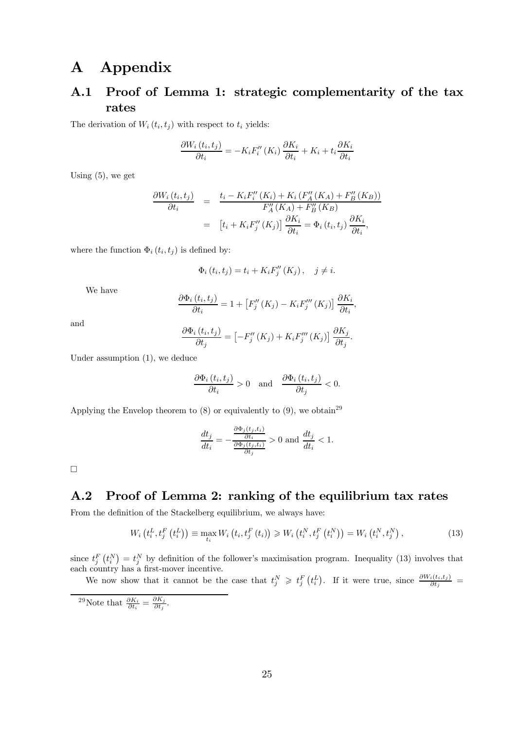# A Appendix

## A.1 Proof of Lemma 1: strategic complementarity of the tax rates

The derivation of $W_i(t_i, t_j)$ with respect to $t_i$ yields:

$$\frac{\partial W_i(t_i, t_j)}{\partial t_i} = -K_i F_i''(K_i) \frac{\partial K_i}{\partial t_i} + K_i + t_i \frac{\partial K_i}{\partial t_i}$$

Using (5), we get

$$\begin{aligned}\frac{\partial W_i(t_i, t_j)}{\partial t_i} &= \frac{t_i - K_i F_i''(K_i) + K_i \left(F_A''(K_A) + F_B''(K_B)\right)}{F_A''(K_A) + F_B''(K_B)} \\ &= \left[t_i + K_i F_j''(K_j)\right] \frac{\partial K_i}{\partial t_i} = \Phi_i(t_i, t_j) \frac{\partial K_i}{\partial t_i},\end{aligned}$$

where the function $\Phi_i(t_i, t_j)$ is defined by:

$$\Phi_i(t_i, t_j) = t_i + K_i F_j''(K_j), \quad j \neq i.$$

We have

$$\frac{\partial \Phi_i(t_i, t_j)}{\partial t_i} = 1 + \left[F_j''(K_j) - K_i F_j'''(K_j)\right] \frac{\partial K_i}{\partial t_i},$$

and

$$\frac{\partial \Phi_i(t_i, t_j)}{\partial t_j} = \left[-F_j''(K_j) + K_i F_j'''(K_j)\right] \frac{\partial K_j}{\partial t_j}.$$

Under assumption (1), we deduce

$$\frac{\partial \Phi_i(t_i, t_j)}{\partial t_i} > 0 \quad \text{and} \quad \frac{\partial \Phi_i(t_i, t_j)}{\partial t_j} < 0.$$

Applying the Envelop theorem to (8) or equivalently to (9), we obtain[29]

$$\frac{dt_j}{dt_i} = -\frac{\frac{\partial \Phi_j(t_j, t_i)}{\partial t_i}}{\frac{\partial \Phi_j(t_j, t_i)}{\partial t_j}} > 0 \text{ and } \frac{dt_j}{dt_i} < 1.$$

□

## A.2 Proof of Lemma 2: ranking of the equilibrium tax rates

From the definition of the Stackelberg equilibrium, we always have:

$$W_i\left(t_i^L, t_j^F\left(t_i^L\right)\right) \equiv \max_{t_i} W_i\left(t_i, t_j^F(t_i)\right) \geqslant W_i\left(t_i^N, t_j^F\left(t_i^N\right)\right) = W_i\left(t_i^N, t_j^N\right), \tag{13}$$

since $t_j^F\left(t_i^N\right) = t_j^N$ by definition of the follower's maximisation program. Inequality (13) involves that each country has a first-mover incentive.

We now show that it cannot be the case that $t_j^N \geqslant t_j^F\left(t_i^L\right)$. If it were true, since $\frac{\partial W_i(t_i, t_j)}{\partial t_j} =$

[29]Note that $\frac{\partial K_i}{\partial t_i} = \frac{\partial K_j}{\partial t_j}$.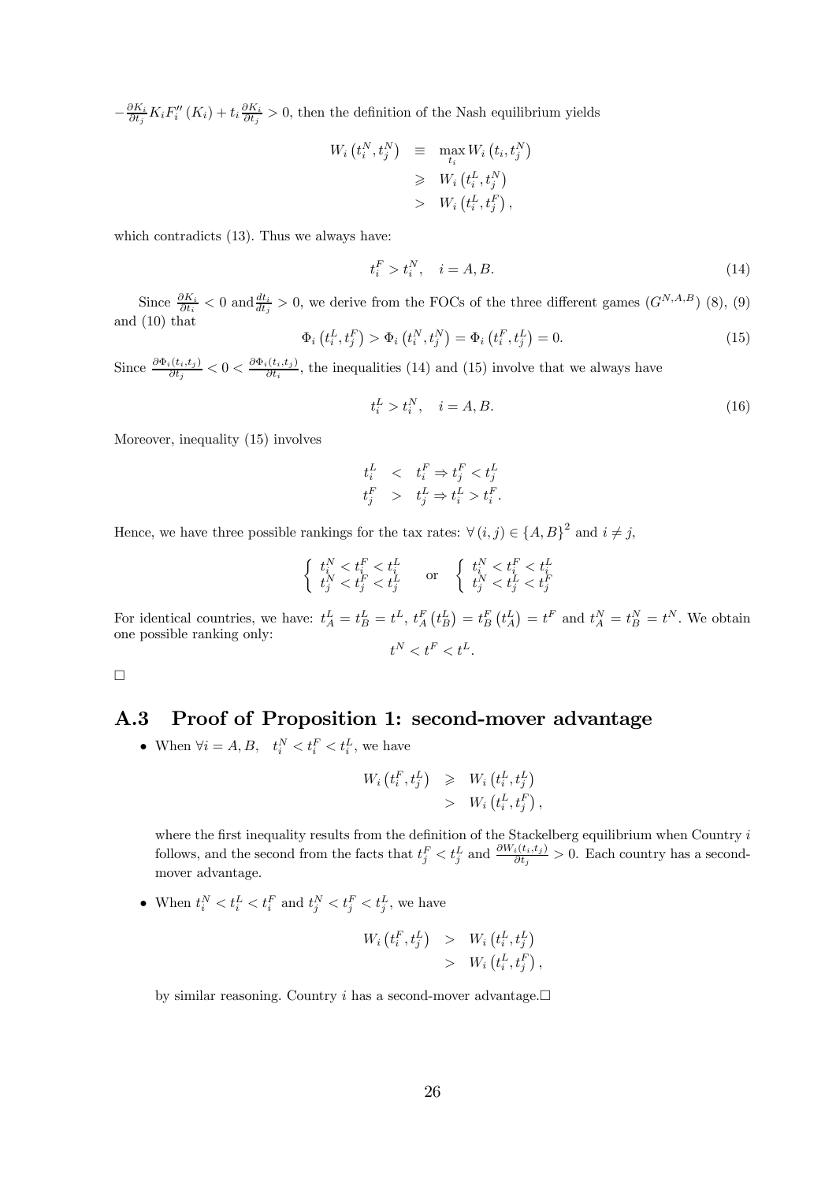$-\frac{\partial K_i}{\partial t_j} K_i F_i''(K_i) + t_i \frac{\partial K_i}{\partial t_j} > 0$, then the definition of the Nash equilibrium yields

$$\begin{aligned} W_i\left(t_i^N, t_j^N\right) &\equiv \max_{t_i} W_i\left(t_i, t_j^N\right) \\ &\geqslant W_i\left(t_i^L, t_j^N\right) \\ &> W_i\left(t_i^L, t_j^F\right), \end{aligned}$$

which contradicts (13). Thus we always have:

$$t_i^F > t_i^N, \quad i = A, B. \tag{14}$$

Since $\frac{\partial K_i}{\partial t_i} < 0$ and $\frac{dt_i}{dt_j} > 0$, we derive from the FOCs of the three different games ($G^{N,A,B}$) (8), (9) and (10) that

$$\Phi_i\left(t_i^L, t_j^F\right) > \Phi_i\left(t_i^N, t_j^N\right) = \Phi_i\left(t_i^F, t_j^L\right) = 0. \tag{15}$$

Since $\frac{\partial \Phi_i(t_i,t_j)}{\partial t_j} < 0 < \frac{\partial \Phi_i(t_i,t_j)}{\partial t_i}$, the inequalities (14) and (15) involve that we always have

$$t_i^L > t_i^N, \quad i = A, B. \tag{16}$$

Moreover, inequality (15) involves

$$\begin{aligned} t_i^L &< t_i^F \Rightarrow t_j^F < t_j^L \\ t_j^F &> t_j^L \Rightarrow t_i^L > t_i^F. \end{aligned}$$

Hence, we have three possible rankings for the tax rates: $\forall (i,j) \in \{A,B\}^2$ and $i \neq j$,

$$\left\{ \begin{array}{l} t_i^N < t_i^F < t_i^L \\ t_j^N < t_j^F < t_j^L \end{array} \right. \quad \text{or} \quad \left\{ \begin{array}{l} t_i^N < t_i^F < t_i^L \\ t_j^N < t_j^L < t_j^F \end{array} \right.$$

For identical countries, we have: $t_A^L = t_B^L = t^L$, $t_A^F\left(t_B^L\right) = t_B^F\left(t_A^L\right) = t^F$ and $t_A^N = t_B^N = t^N$. We obtain one possible ranking only:

$$t^N < t^F < t^L.$$

□

## A.3 Proof of Proposition 1: second-mover advantage

- When $\forall i = A, B, \quad t_i^N < t_i^F < t_i^L$, we have

$$\begin{aligned} W_i\left(t_i^F, t_j^L\right) &\geqslant W_i\left(t_i^L, t_j^L\right) \\ &> W_i\left(t_i^L, t_j^F\right), \end{aligned}$$

  where the first inequality results from the definition of the Stackelberg equilibrium when Country $i$ follows, and the second from the facts that $t_j^F < t_j^L$ and $\frac{\partial W_i(t_i,t_j)}{\partial t_j} > 0$. Each country has a second-mover advantage.

- When $t_i^N < t_i^L < t_i^F$ and $t_j^N < t_j^F < t_j^L$, we have

$$\begin{aligned} W_i\left(t_i^F, t_j^L\right) &> W_i\left(t_i^L, t_j^L\right) \\ &> W_i\left(t_i^L, t_j^F\right), \end{aligned}$$

  by similar reasoning. Country $i$ has a second-mover advantage.□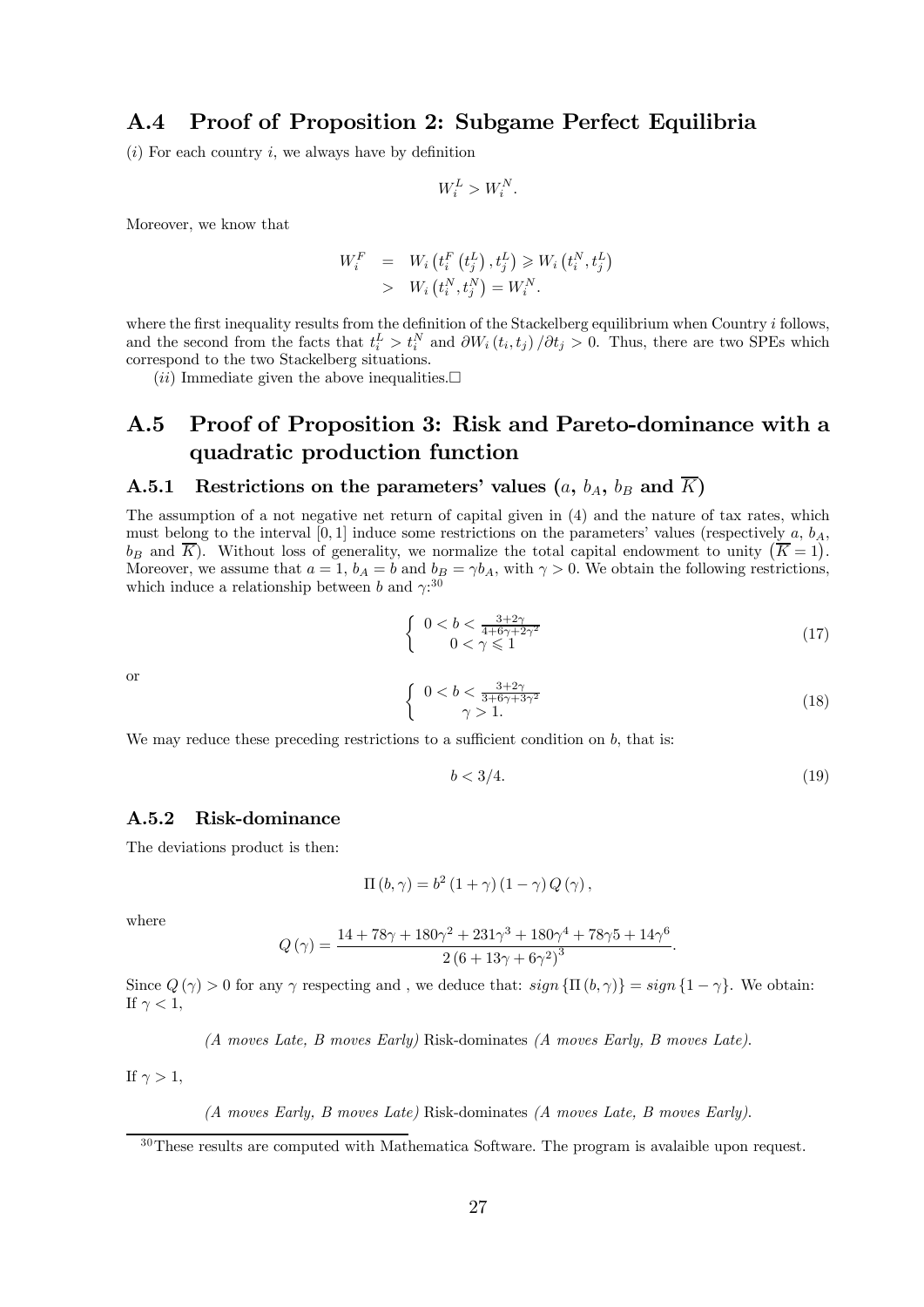## A.4 Proof of Proposition 2: Subgame Perfect Equilibria

$(i)$ For each country $i$, we always have by definition

$$W_i^L > W_i^N.$$

Moreover, we know that

$$\begin{aligned} W_i^F &= W_i\left(t_i^F\left(t_j^L\right), t_j^L\right) \geqslant W_i\left(t_i^N, t_j^L\right) \\ &> W_i\left(t_i^N, t_j^N\right) = W_i^N. \end{aligned}$$

where the first inequality results from the definition of the Stackelberg equilibrium when Country $i$ follows, and the second from the facts that $t_i^L > t_i^N$ and $\partial W_i(t_i, t_j)/\partial t_j > 0$. Thus, there are two SPEs which correspond to the two Stackelberg situations.

$(ii)$ Immediate given the above inequalities.□

## A.5 Proof of Proposition 3: Risk and Pareto-dominance with a quadratic production function

### A.5.1 Restrictions on the parameters' values ($a$, $b_A$, $b_B$ and $\overline{K}$)

The assumption of a not negative net return of capital given in (4) and the nature of tax rates, which must belong to the interval $[0, 1]$ induce some restrictions on the parameters' values (respectively $a$, $b_A$, $b_B$ and $\overline{K}$). Without loss of generality, we normalize the total capital endowment to unity $(\overline{K} = 1)$. Moreover, we assume that $a = 1$, $b_A = b$ and $b_B = \gamma b_A$, with $\gamma > 0$. We obtain the following restrictions, which induce a relationship between $b$ and $\gamma$:[30]

$$\left\{ \begin{array}{c} 0 < b < \frac{3+2\gamma}{4+6\gamma+2\gamma^2} \\ 0 < \gamma \leqslant 1 \end{array} \right. \tag{17}$$

or

$$\left\{ \begin{array}{c} 0 < b < \frac{3+2\gamma}{3+6\gamma+3\gamma^2} \\ \gamma > 1. \end{array} \right. \tag{18}$$

We may reduce these preceding restrictions to a sufficient condition on $b$, that is:

$$b < 3/4. \tag{19}$$

### A.5.2 Risk-dominance

The deviations product is then:

$$\Pi(b, \gamma) = b^2 (1 + \gamma)(1 - \gamma) Q(\gamma),$$

where

$$Q(\gamma) = \frac{14 + 78\gamma + 180\gamma^2 + 231\gamma^3 + 180\gamma^4 + 78\gamma 5 + 14\gamma^6}{2\left(6 + 13\gamma + 6\gamma^2\right)^3}.$$

Since $Q(\gamma) > 0$ for any $\gamma$ respecting and , we deduce that: $sign\{\Pi(b, \gamma)\} = sign\{1 - \gamma\}$. We obtain:
If $\gamma < 1$,

*(A moves Late, B moves Early)* Risk-dominates *(A moves Early, B moves Late)*.

If $\gamma > 1$,

*(A moves Early, B moves Late)* Risk-dominates *(A moves Late, B moves Early)*.

---

[30] These results are computed with Mathematica Software. The program is avalaible upon request.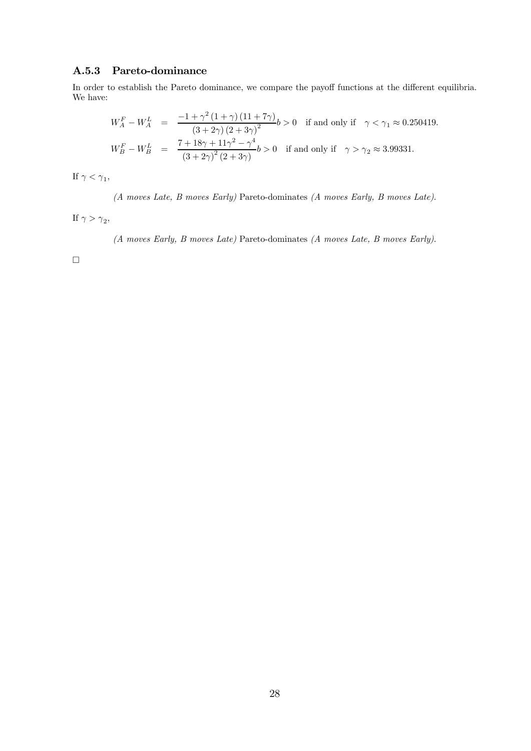### A.5.3 Pareto-dominance

In order to establish the Pareto dominance, we compare the payoff functions at the different equilibria. We have:

$$
\begin{aligned}
W_A^F - W_A^L &= \frac{-1+\gamma^2(1+\gamma)(11+7\gamma)}{(3+2\gamma)(2+3\gamma)^2} b > 0 \quad \text{if and only if} \quad \gamma < \gamma_1 \approx 0.250419. \\
W_B^F - W_B^L &= \frac{7+18\gamma+11\gamma^2-\gamma^4}{(3+2\gamma)^2(2+3\gamma)} b > 0 \quad \text{if and only if} \quad \gamma > \gamma_2 \approx 3.99331.
\end{aligned}
$$

If $\gamma < \gamma_1$,

*(A moves Late, B moves Early)* Pareto-dominates *(A moves Early, B moves Late)*.

If $\gamma > \gamma_2$,

*(A moves Early, B moves Late)* Pareto-dominates *(A moves Late, B moves Early)*.

□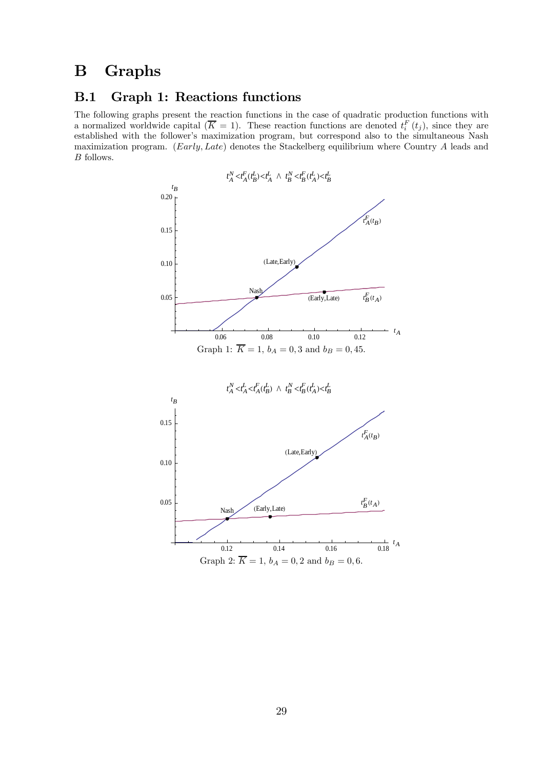# B Graphs

## B.1 Graph 1: Reactions functions

The following graphs present the reaction functions in the case of quadratic production functions with a normalized worldwide capital ($\overline{K} = 1$). These reaction functions are denoted $t_i^F(t_j)$, since they are established with the follower's maximization program, but correspond also to the simultaneous Nash maximization program. $(Early, Late)$ denotes the Stackelberg equilibrium where Country $A$ leads and $B$ follows.

$t_A^N < t_A^F(t_B^L) < t_A^L \land t_B^N < t_B^F(t_A^L) < t_B^L$

Graph 1: $\overline{K} = 1$, $b_A = 0,3$ and $b_B = 0,45$.

$t_A^N < t_A^L < t_A^F(t_B^L) \land t_B^N < t_B^F(t_A^L) < t_B^L$

Graph 2: $\overline{K} = 1$, $b_A = 0,2$ and $b_B = 0,6$.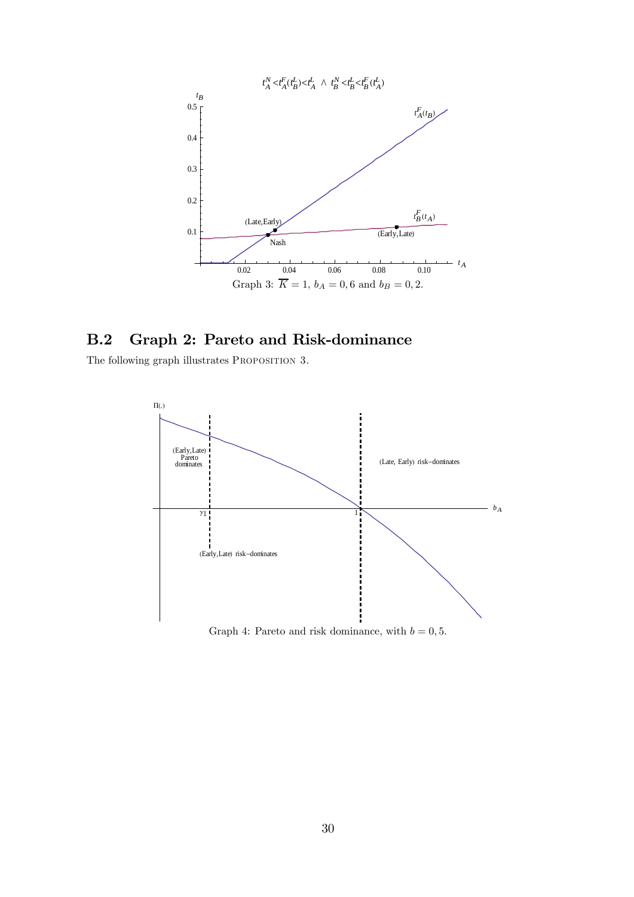Graph 3: $\overline{K} = 1$, $b_A = 0,6$ and $b_B = 0,2$.

## B.2 Graph 2: Pareto and Risk-dominance

The following graph illustrates PROPOSITION 3.

Graph 4: Pareto and risk dominance, with $b = 0,5$.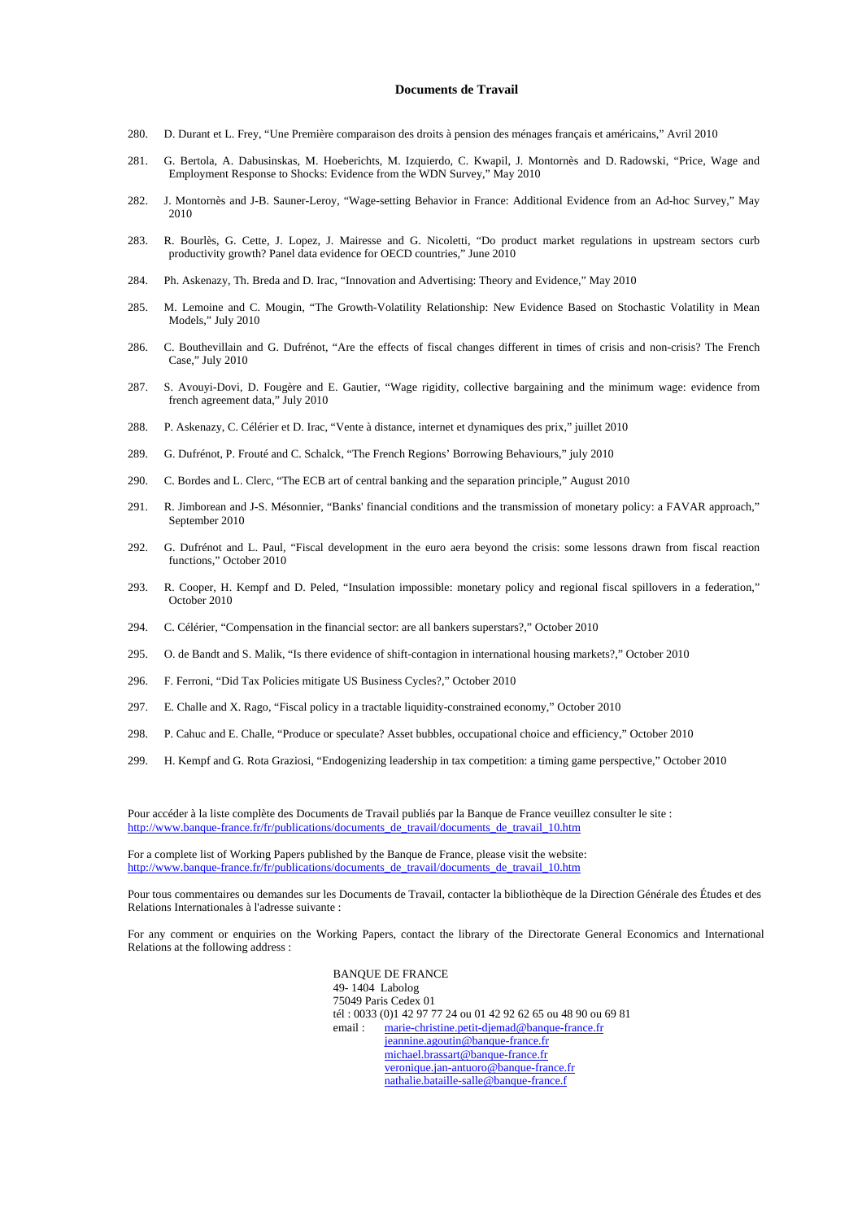# Documents de Travail

280. D. Durant et L. Frey, "Une Première comparaison des droits à pension des ménages français et américains," Avril 2010

281. G. Bertola, A. Dabusinskas, M. Hoeberichts, M. Izquierdo, C. Kwapil, J. Montornès and D. Radowski, "Price, Wage and Employment Response to Shocks: Evidence from the WDN Survey," May 2010

282. J. Montornès and J-B. Sauner-Leroy, "Wage-setting Behavior in France: Additional Evidence from an Ad-hoc Survey," May 2010

283. R. Bourlès, G. Cette, J. Lopez, J. Mairesse and G. Nicoletti, "Do product market regulations in upstream sectors curb productivity growth? Panel data evidence for OECD countries," June 2010

284. Ph. Askenazy, Th. Breda and D. Irac, "Innovation and Advertising: Theory and Evidence," May 2010

285. M. Lemoine and C. Mougin, "The Growth-Volatility Relationship: New Evidence Based on Stochastic Volatility in Mean Models," July 2010

286. C. Bouthevillain and G. Dufrénot, "Are the effects of fiscal changes different in times of crisis and non-crisis? The French Case," July 2010

287. S. Avouyi-Dovi, D. Fougère and E. Gautier, "Wage rigidity, collective bargaining and the minimum wage: evidence from french agreement data," July 2010

288. P. Askenazy, C. Célérier et D. Irac, "Vente à distance, internet et dynamiques des prix," juillet 2010

289. G. Dufrénot, P. Frouté and C. Schalck, "The French Regions' Borrowing Behaviours," july 2010

290. C. Bordes and L. Clerc, "The ECB art of central banking and the separation principle," August 2010

291. R. Jimborean and J-S. Mésonnier, "Banks' financial conditions and the transmission of monetary policy: a FAVAR approach," September 2010

292. G. Dufrénot and L. Paul, "Fiscal development in the euro aera beyond the crisis: some lessons drawn from fiscal reaction functions," October 2010

293. R. Cooper, H. Kempf and D. Peled, "Insulation impossible: monetary policy and regional fiscal spillovers in a federation," October 2010

294. C. Célérier, "Compensation in the financial sector: are all bankers superstars?," October 2010

295. O. de Bandt and S. Malik, "Is there evidence of shift-contagion in international housing markets?," October 2010

296. F. Ferroni, "Did Tax Policies mitigate US Business Cycles?," October 2010

297. E. Challe and X. Rago, "Fiscal policy in a tractable liquidity-constrained economy," October 2010

298. P. Cahuc and E. Challe, "Produce or speculate? Asset bubbles, occupational choice and efficiency," October 2010

299. H. Kempf and G. Rota Graziosi, "Endogenizing leadership in tax competition: a timing game perspective," October 2010

Pour accéder à la liste complète des Documents de Travail publiés par la Banque de France veuillez consulter le site :
http://www.banque-france.fr/fr/publications/documents_de_travail/documents_de_travail_10.htm

For a complete list of Working Papers published by the Banque de France, please visit the website:
http://www.banque-france.fr/fr/publications/documents_de_travail/documents_de_travail_10.htm

Pour tous commentaires ou demandes sur les Documents de Travail, contacter la bibliothèque de la Direction Générale des Études et des Relations Internationales à l'adresse suivante :

For any comment or enquiries on the Working Papers, contact the library of the Directorate General Economics and International Relations at the following address :

BANQUE DE FRANCE
49- 1404 Labolog
75049 Paris Cedex 01
tél : 0033 (0)1 42 97 77 24 ou 01 42 92 62 65 ou 48 90 ou 69 81
email : marie-christine.petit-djemad@banque-france.fr
jeannine.agoutin@banque-france.fr
michael.brassart@banque-france.fr
veronique.jan-antuoro@banque-france.fr
nathalie.bataille-salle@banque-france.f